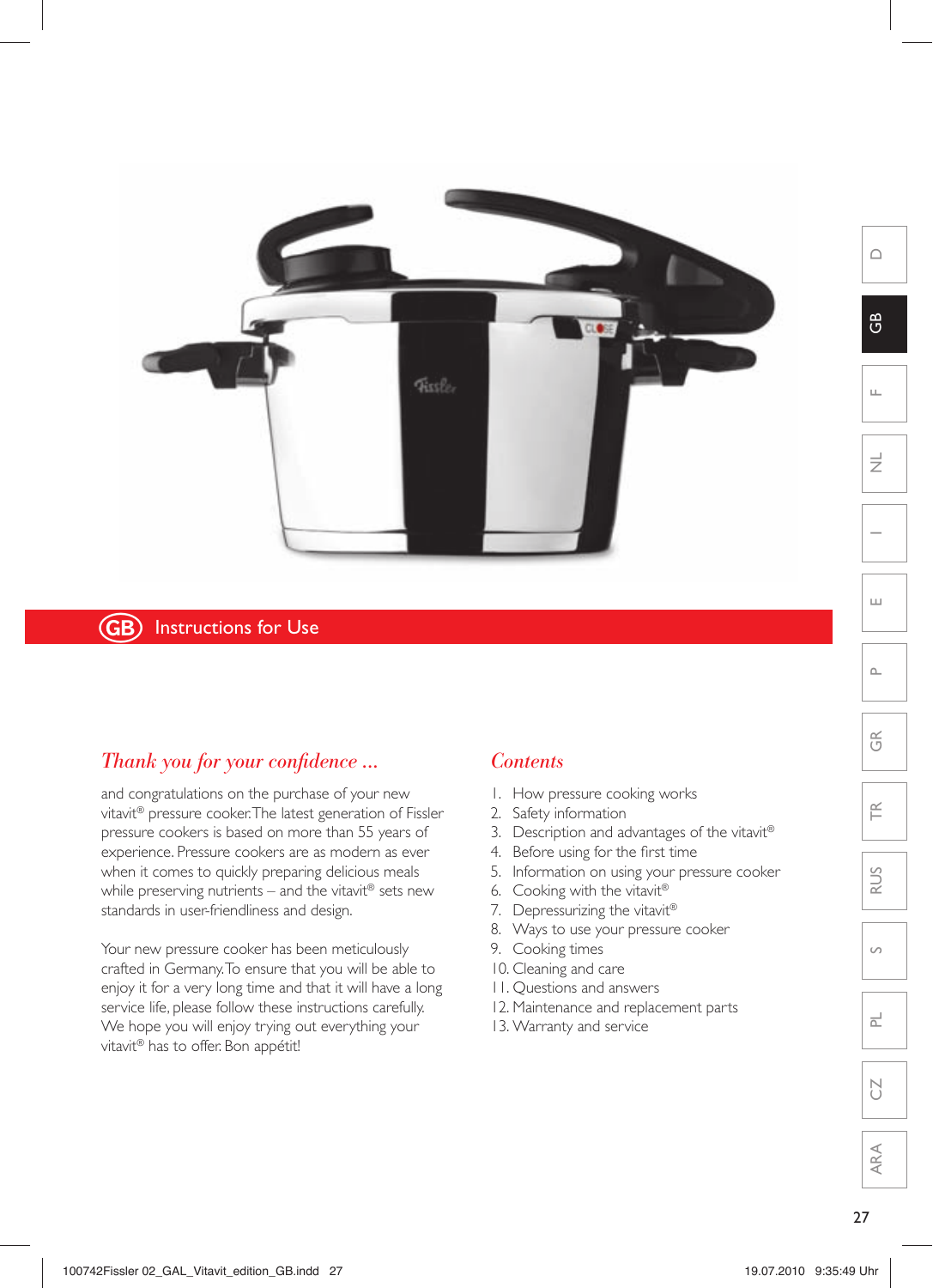# GB Instructions for Use

## *Thank you for your confidence ...*

and congratulations on the purchase of your new vitavit® pressure cooker. The latest generation of Fissler pressure cookers is based on more than 55 years of experience. Pressure cookers are as modern as ever when it comes to quickly preparing delicious meals while preserving nutrients – and the vitavit® sets new standards in user-friendliness and design.

Your new pressure cooker has been meticulously crafted in Germany. To ensure that you will be able to enjoy it for a very long time and that it will have a long service life, please follow these instructions carefully. We hope you will enjoy trying out everything your vitavit® has to offer. Bon appétit!

## *Contents*

1. How pressure cooking works
2. Safety information
3. Description and advantages of the vitavit®
4. Before using for the first time
5. Information on using your pressure cooker
6. Cooking with the vitavit®
7. Depressurizing the vitavit®
8. Ways to use your pressure cooker
9. Cooking times
10. Cleaning and care
11. Questions and answers
12. Maintenance and replacement parts
13. Warranty and service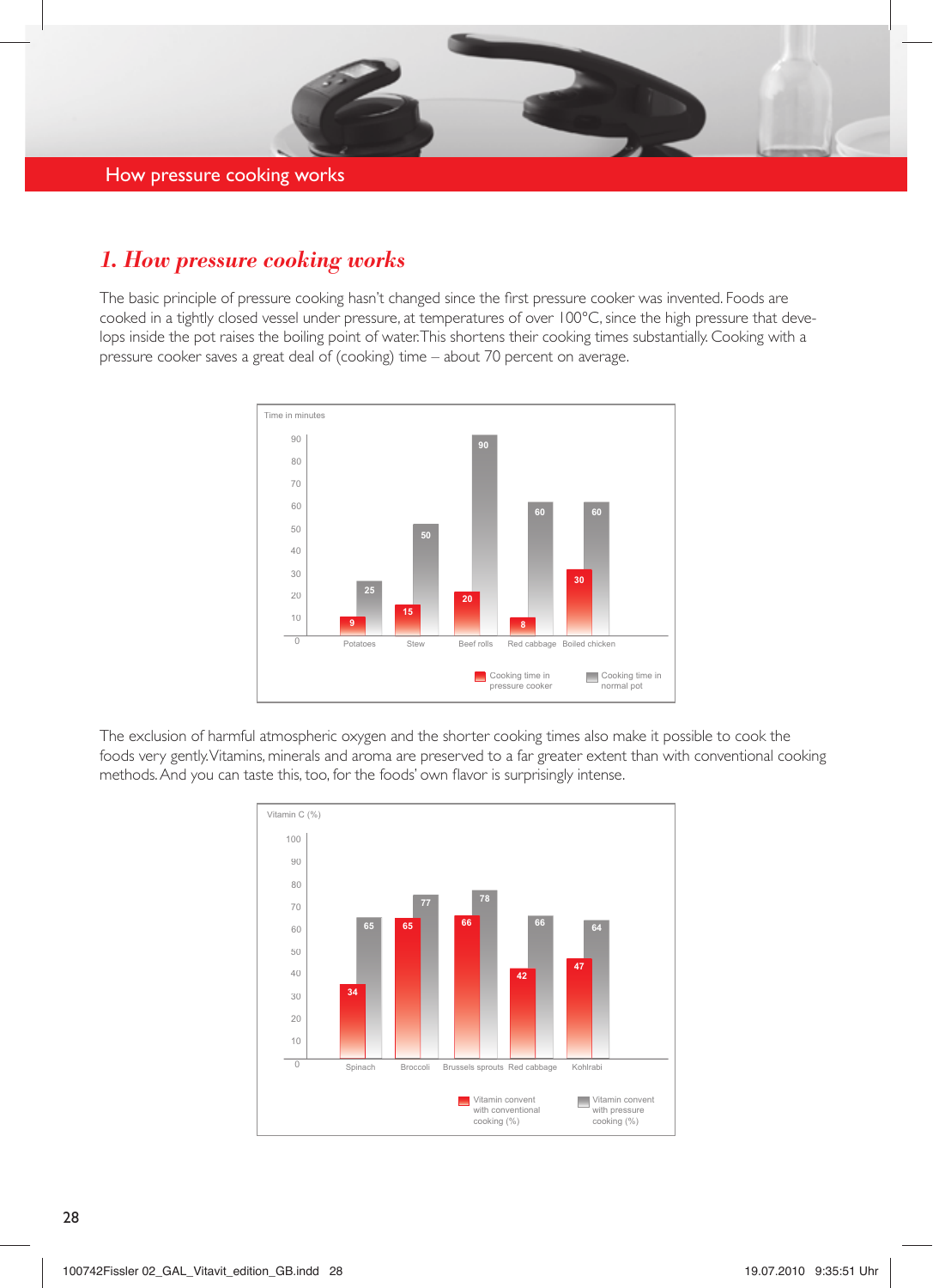# 1. How pressure cooking works

The basic principle of pressure cooking hasn't changed since the first pressure cooker was invented. Foods are cooked in a tightly closed vessel under pressure, at temperatures of over 100°C, since the high pressure that develops inside the pot raises the boiling point of water. This shortens their cooking times substantially. Cooking with a pressure cooker saves a great deal of (cooking) time – about 70 percent on average.

Time in minutes

| | Cooking time in pressure cooker | Cooking time in normal pot |
|---|---|---|
| Potatoes | 9 | 25 |
| Stew | 15 | 50 |
| Beef rolls | 20 | 90 |
| Red cabbage | 8 | 60 |
| Boiled chicken | 30 | 60 |

The exclusion of harmful atmospheric oxygen and the shorter cooking times also make it possible to cook the foods very gently. Vitamins, minerals and aroma are preserved to a far greater extent than with conventional cooking methods. And you can taste this, too, for the foods' own flavor is surprisingly intense.

Vitamin C (%)

| | Vitamin convent with conventional cooking (%) | Vitamin convent with pressure cooking (%) |
|---|---|---|
| Spinach | 34 | 65 |
| Broccoli | 65 | 77 |
| Brussels sprouts | 66 | 78 |
| Red cabbage | 42 | 66 |
| Kohlrabi | 47 | 64 |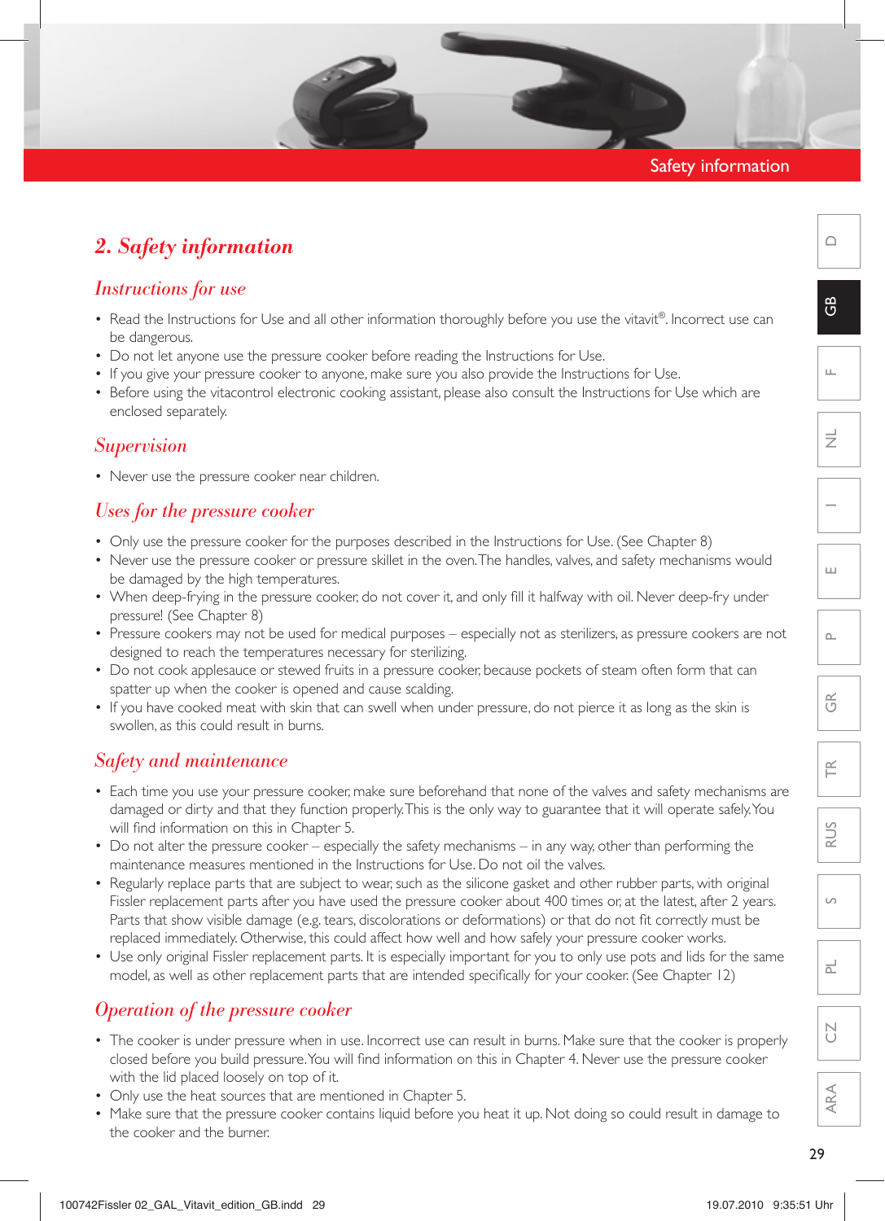## 2. Safety information

### Instructions for use

- Read the Instructions for Use and all other information thoroughly before you use the vitavit®. Incorrect use can be dangerous.
- Do not let anyone use the pressure cooker before reading the Instructions for Use.
- If you give your pressure cooker to anyone, make sure you also provide the Instructions for Use.
- Before using the vitacontrol electronic cooking assistant, please also consult the Instructions for Use which are enclosed separately.

### Supervision

- Never use the pressure cooker near children.

### Uses for the pressure cooker

- Only use the pressure cooker for the purposes described in the Instructions for Use. (See Chapter 8)
- Never use the pressure cooker or pressure skillet in the oven. The handles, valves, and safety mechanisms would be damaged by the high temperatures.
- When deep-frying in the pressure cooker, do not cover it, and only fill it halfway with oil. Never deep-fry under pressure! (See Chapter 8)
- Pressure cookers may not be used for medical purposes – especially not as sterilizers, as pressure cookers are not designed to reach the temperatures necessary for sterilizing.
- Do not cook applesauce or stewed fruits in a pressure cooker, because pockets of steam often form that can spatter up when the cooker is opened and cause scalding.
- If you have cooked meat with skin that can swell when under pressure, do not pierce it as long as the skin is swollen, as this could result in burns.

### Safety and maintenance

- Each time you use your pressure cooker, make sure beforehand that none of the valves and safety mechanisms are damaged or dirty and that they function properly. This is the only way to guarantee that it will operate safely. You will find information on this in Chapter 5.
- Do not alter the pressure cooker – especially the safety mechanisms – in any way, other than performing the maintenance measures mentioned in the Instructions for Use. Do not oil the valves.
- Regularly replace parts that are subject to wear, such as the silicone gasket and other rubber parts, with original Fissler replacement parts after you have used the pressure cooker about 400 times or, at the latest, after 2 years. Parts that show visible damage (e.g. tears, discolorations or deformations) or that do not fit correctly must be replaced immediately. Otherwise, this could affect how well and how safely your pressure cooker works.
- Use only original Fissler replacement parts. It is especially important for you to only use pots and lids for the same model, as well as other replacement parts that are intended specifically for your cooker. (See Chapter 12)

### Operation of the pressure cooker

- The cooker is under pressure when in use. Incorrect use can result in burns. Make sure that the cooker is properly closed before you build pressure. You will find information on this in Chapter 4. Never use the pressure cooker with the lid placed loosely on top of it.
- Only use the heat sources that are mentioned in Chapter 5.
- Make sure that the pressure cooker contains liquid before you heat it up. Not doing so could result in damage to the cooker and the burner.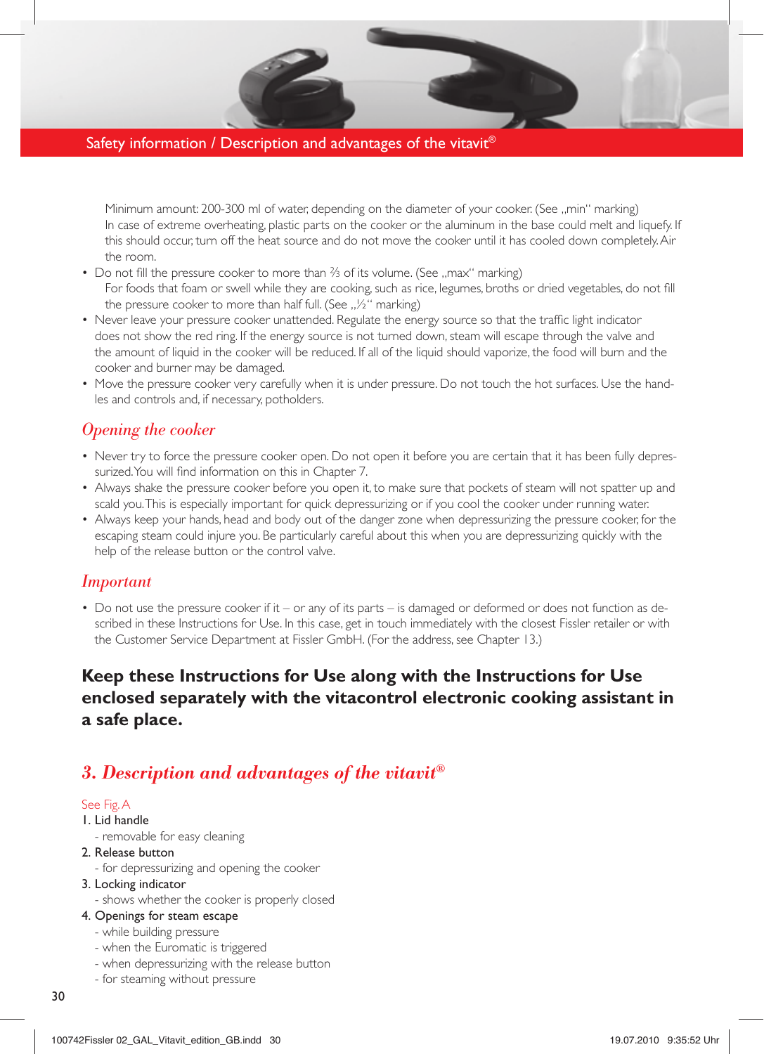## Safety information / Description and advantages of the vitavit®

Minimum amount: 200-300 ml of water, depending on the diameter of your cooker. (See „min" marking)
In case of extreme overheating, plastic parts on the cooker or the aluminum in the base could melt and liquefy. If this should occur, turn off the heat source and do not move the cooker until it has cooled down completely. Air the room.

- Do not fill the pressure cooker to more than ⅔ of its volume. (See „max" marking)
  For foods that foam or swell while they are cooking, such as rice, legumes, broths or dried vegetables, do not fill the pressure cooker to more than half full. (See „½" marking)
- Never leave your pressure cooker unattended. Regulate the energy source so that the traffic light indicator does not show the red ring. If the energy source is not turned down, steam will escape through the valve and the amount of liquid in the cooker will be reduced. If all of the liquid should vaporize, the food will burn and the cooker and burner may be damaged.
- Move the pressure cooker very carefully when it is under pressure. Do not touch the hot surfaces. Use the handles and controls and, if necessary, potholders.

### *Opening the cooker*

- Never try to force the pressure cooker open. Do not open it before you are certain that it has been fully depressurized. You will find information on this in Chapter 7.
- Always shake the pressure cooker before you open it, to make sure that pockets of steam will not spatter up and scald you. This is especially important for quick depressurizing or if you cool the cooker under running water.
- Always keep your hands, head and body out of the danger zone when depressurizing the pressure cooker, for the escaping steam could injure you. Be particularly careful about this when you are depressurizing quickly with the help of the release button or the control valve.

### *Important*

- Do not use the pressure cooker if it – or any of its parts – is damaged or deformed or does not function as described in these Instructions for Use. In this case, get in touch immediately with the closest Fissler retailer or with the Customer Service Department at Fissler GmbH. (For the address, see Chapter 13.)

**Keep these Instructions for Use along with the Instructions for Use enclosed separately with the vitacontrol electronic cooking assistant in a safe place.**

## *3. Description and advantages of the vitavit®*

See Fig. A

1. Lid handle
   - removable for easy cleaning
2. Release button
   - for depressurizing and opening the cooker
3. Locking indicator
   - shows whether the cooker is properly closed
4. Openings for steam escape
   - while building pressure
   - when the Euromatic is triggered
   - when depressurizing with the release button
   - for steaming without pressure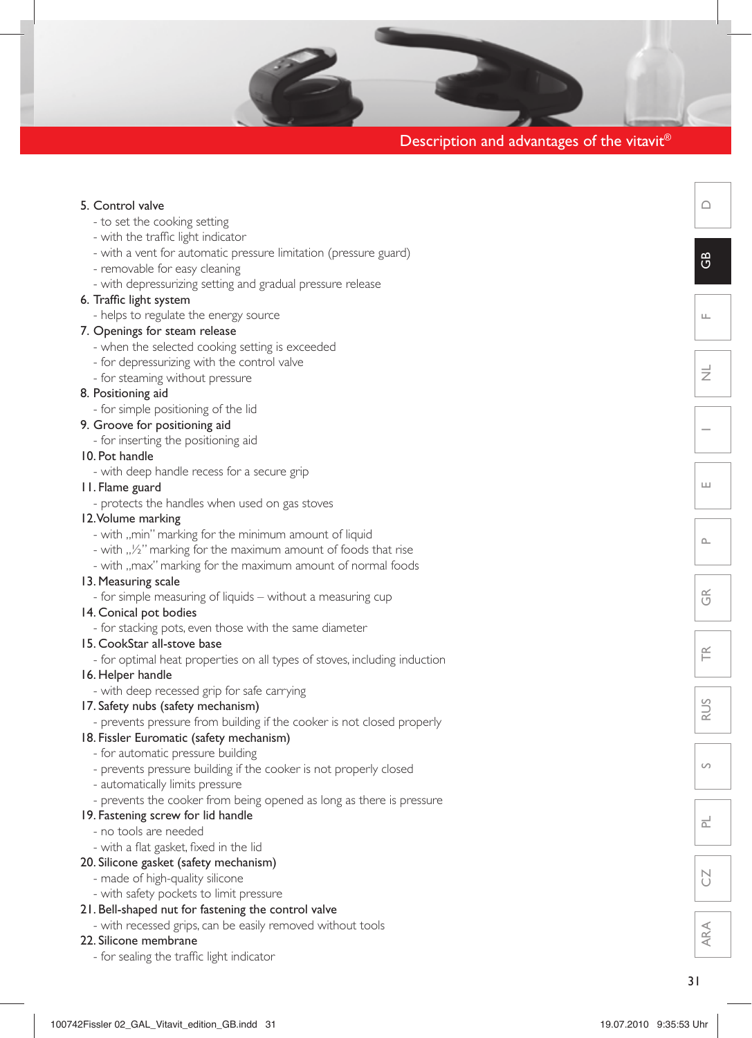## Description and advantages of the vitavit®

5. Control valve
   - to set the cooking setting
   - with the traffic light indicator
   - with a vent for automatic pressure limitation (pressure guard)
   - removable for easy cleaning
   - with depressurizing setting and gradual pressure release
6. Traffic light system
   - helps to regulate the energy source
7. Openings for steam release
   - when the selected cooking setting is exceeded
   - for depressurizing with the control valve
   - for steaming without pressure
8. Positioning aid
   - for simple positioning of the lid
9. Groove for positioning aid
   - for inserting the positioning aid
10. Pot handle
    - with deep handle recess for a secure grip
11. Flame guard
    - protects the handles when used on gas stoves
12. Volume marking
    - with „min" marking for the minimum amount of liquid
    - with „½" marking for the maximum amount of foods that rise
    - with „max" marking for the maximum amount of normal foods
13. Measuring scale
    - for simple measuring of liquids – without a measuring cup
14. Conical pot bodies
    - for stacking pots, even those with the same diameter
15. CookStar all-stove base
    - for optimal heat properties on all types of stoves, including induction
16. Helper handle
    - with deep recessed grip for safe carrying
17. Safety nubs (safety mechanism)
    - prevents pressure from building if the cooker is not closed properly
18. Fissler Euromatic (safety mechanism)
    - for automatic pressure building
    - prevents pressure building if the cooker is not properly closed
    - automatically limits pressure
    - prevents the cooker from being opened as long as there is pressure
19. Fastening screw for lid handle
    - no tools are needed
    - with a flat gasket, fixed in the lid
20. Silicone gasket (safety mechanism)
    - made of high-quality silicone
    - with safety pockets to limit pressure
21. Bell-shaped nut for fastening the control valve
    - with recessed grips, can be easily removed without tools
22. Silicone membrane
    - for sealing the traffic light indicator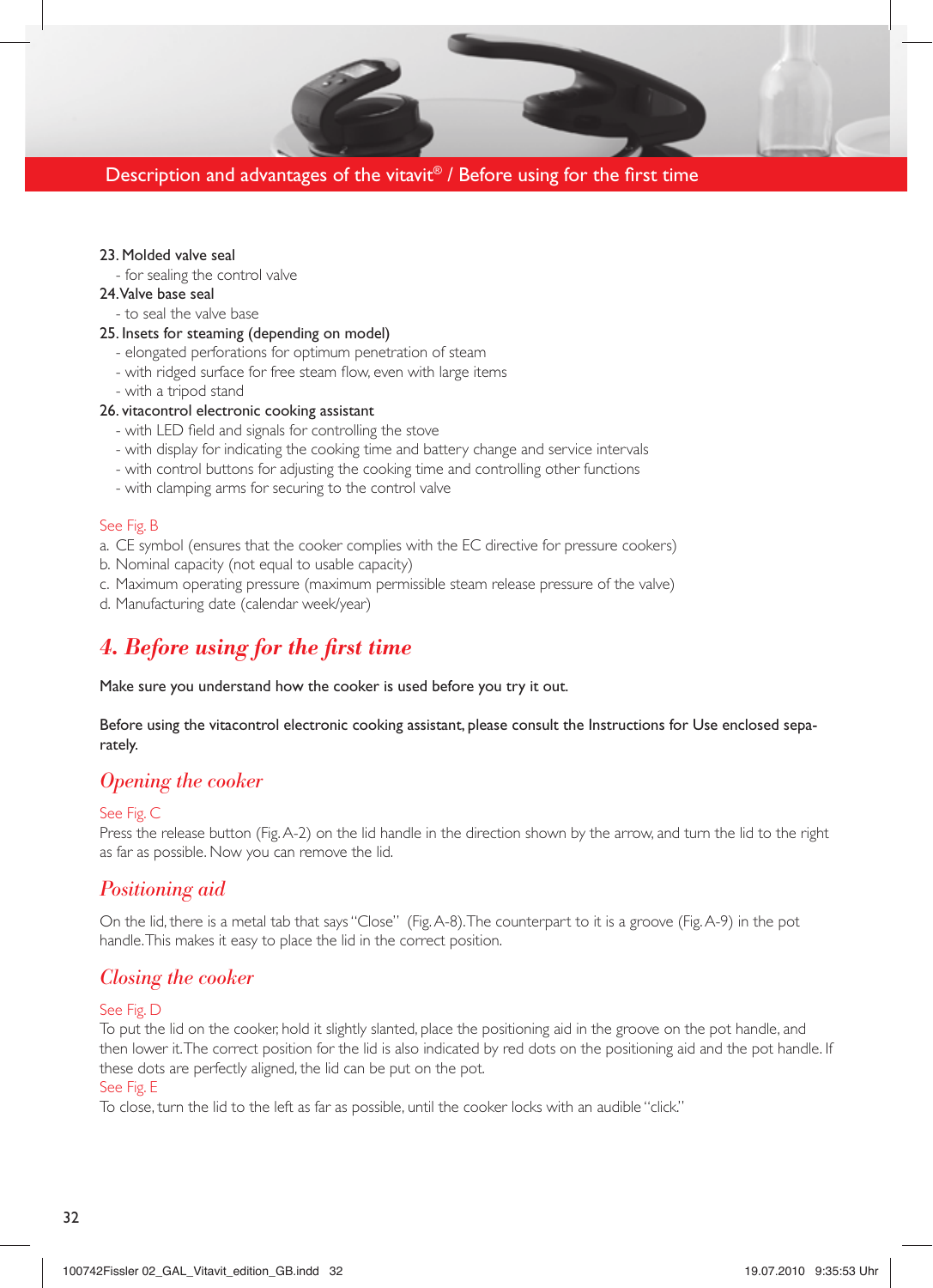Description and advantages of the vitavit® / Before using for the first time

23. Molded valve seal
  - for sealing the control valve
24. Valve base seal
  - to seal the valve base
25. Insets for steaming (depending on model)
  - elongated perforations for optimum penetration of steam
  - with ridged surface for free steam flow, even with large items
  - with a tripod stand
26. vitacontrol electronic cooking assistant
  - with LED field and signals for controlling the stove
  - with display for indicating the cooking time and battery change and service intervals
  - with control buttons for adjusting the cooking time and controlling other functions
  - with clamping arms for securing to the control valve

See Fig. B

a. CE symbol (ensures that the cooker complies with the EC directive for pressure cookers)
b. Nominal capacity (not equal to usable capacity)
c. Maximum operating pressure (maximum permissible steam release pressure of the valve)
d. Manufacturing date (calendar week/year)

## 4. Before using for the first time

Make sure you understand how the cooker is used before you try it out.

Before using the vitacontrol electronic cooking assistant, please consult the Instructions for Use enclosed separately.

### Opening the cooker

See Fig. C

Press the release button (Fig. A-2) on the lid handle in the direction shown by the arrow, and turn the lid to the right as far as possible. Now you can remove the lid.

### Positioning aid

On the lid, there is a metal tab that says "Close" (Fig. A-8). The counterpart to it is a groove (Fig. A-9) in the pot handle. This makes it easy to place the lid in the correct position.

### Closing the cooker

See Fig. D

To put the lid on the cooker, hold it slightly slanted, place the positioning aid in the groove on the pot handle, and then lower it. The correct position for the lid is also indicated by red dots on the positioning aid and the pot handle. If these dots are perfectly aligned, the lid can be put on the pot.

See Fig. E

To close, turn the lid to the left as far as possible, until the cooker locks with an audible "click."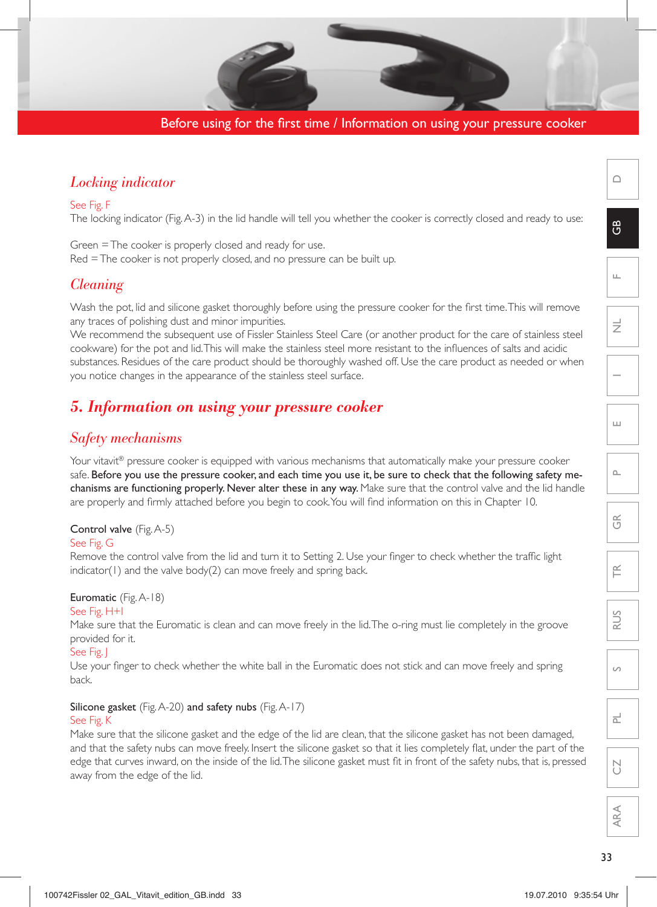## Locking indicator

See Fig. F
The locking indicator (Fig. A-3) in the lid handle will tell you whether the cooker is correctly closed and ready to use:

Green = The cooker is properly closed and ready for use.
Red = The cooker is not properly closed, and no pressure can be built up.

## Cleaning

Wash the pot, lid and silicone gasket thoroughly before using the pressure cooker for the first time. This will remove any traces of polishing dust and minor impurities.
We recommend the subsequent use of Fissler Stainless Steel Care (or another product for the care of stainless steel cookware) for the pot and lid. This will make the stainless steel more resistant to the influences of salts and acidic substances. Residues of the care product should be thoroughly washed off. Use the care product as needed or when you notice changes in the appearance of the stainless steel surface.

# 5. Information on using your pressure cooker

## Safety mechanisms

Your vitavit® pressure cooker is equipped with various mechanisms that automatically make your pressure cooker safe. **Before you use the pressure cooker, and each time you use it, be sure to check that the following safety mechanisms are functioning properly. Never alter these in any way.** Make sure that the control valve and the lid handle are properly and firmly attached before you begin to cook. You will find information on this in Chapter 10.

**Control valve** (Fig. A-5)
See Fig. G
Remove the control valve from the lid and turn it to Setting 2. Use your finger to check whether the traffic light indicator(1) and the valve body(2) can move freely and spring back.

**Euromatic** (Fig. A-18)
See Fig. H+I
Make sure that the Euromatic is clean and can move freely in the lid. The o-ring must lie completely in the groove provided for it.
See Fig. J
Use your finger to check whether the white ball in the Euromatic does not stick and can move freely and spring back.

**Silicone gasket** (Fig. A-20) **and safety nubs** (Fig. A-17)
See Fig. K
Make sure that the silicone gasket and the edge of the lid are clean, that the silicone gasket has not been damaged, and that the safety nubs can move freely. Insert the silicone gasket so that it lies completely flat, under the part of the edge that curves inward, on the inside of the lid. The silicone gasket must fit in front of the safety nubs, that is, pressed away from the edge of the lid.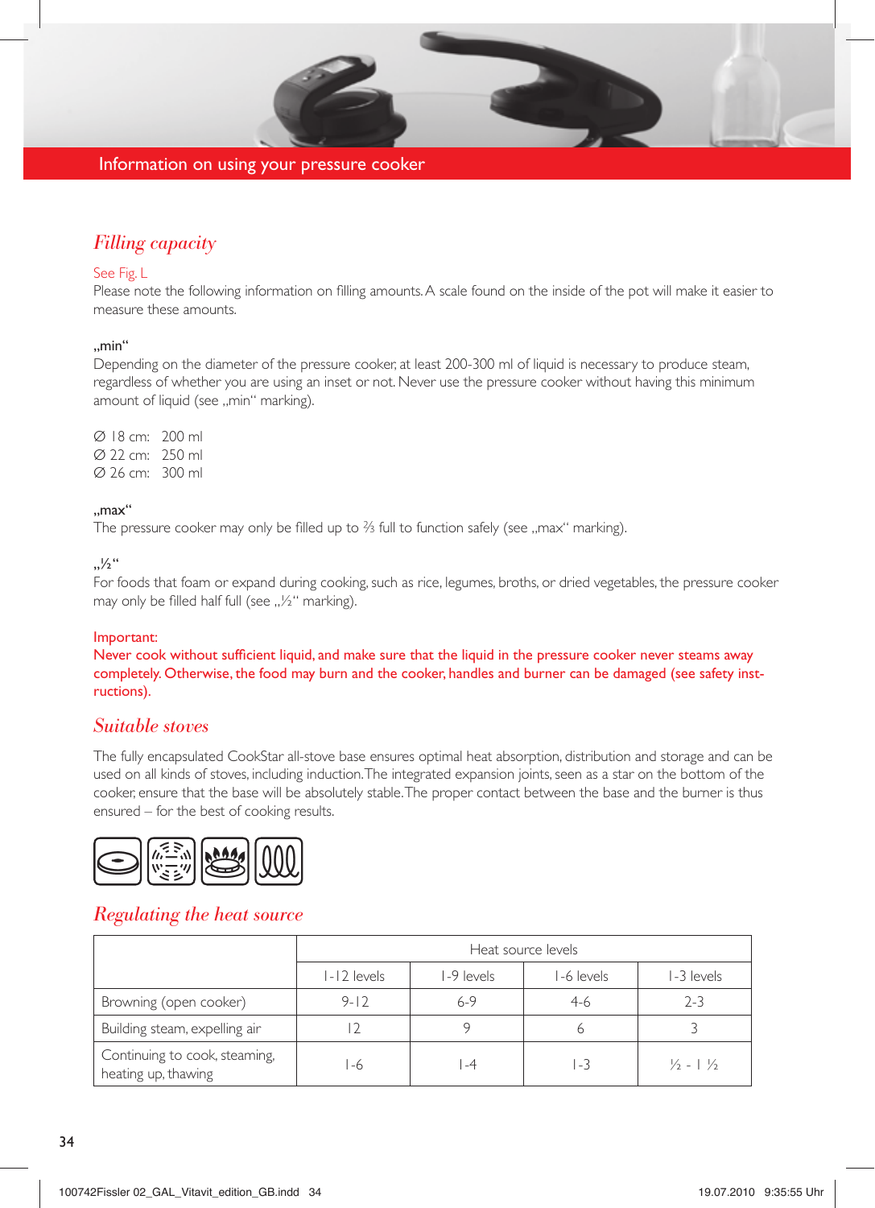## Information on using your pressure cooker

### *Filling capacity*

See Fig. L

Please note the following information on filling amounts. A scale found on the inside of the pot will make it easier to measure these amounts.

„min"

Depending on the diameter of the pressure cooker, at least 200-300 ml of liquid is necessary to produce steam, regardless of whether you are using an inset or not. Never use the pressure cooker without having this minimum amount of liquid (see „min" marking).

∅ 18 cm: 200 ml
∅ 22 cm: 250 ml
∅ 26 cm: 300 ml

„max"

The pressure cooker may only be filled up to ⅔ full to function safely (see „max" marking).

„½"

For foods that foam or expand during cooking, such as rice, legumes, broths, or dried vegetables, the pressure cooker may only be filled half full (see „½" marking).

Important:
Never cook without sufficient liquid, and make sure that the liquid in the pressure cooker never steams away completely. Otherwise, the food may burn and the cooker, handles and burner can be damaged (see safety instructions).

### *Suitable stoves*

The fully encapsulated CookStar all-stove base ensures optimal heat absorption, distribution and storage and can be used on all kinds of stoves, including induction. The integrated expansion joints, seen as a star on the bottom of the cooker, ensure that the base will be absolutely stable. The proper contact between the base and the burner is thus ensured – for the best of cooking results.

### *Regulating the heat source*

| | Heat source levels | | | |
|---|---|---|---|---|
| | 1-12 levels | 1-9 levels | 1-6 levels | 1-3 levels |
| Browning (open cooker) | 9-12 | 6-9 | 4-6 | 2-3 |
| Building steam, expelling air | 12 | 9 | 6 | 3 |
| Continuing to cook, steaming, heating up, thawing | 1-6 | 1-4 | 1-3 | ½ - 1 ½ |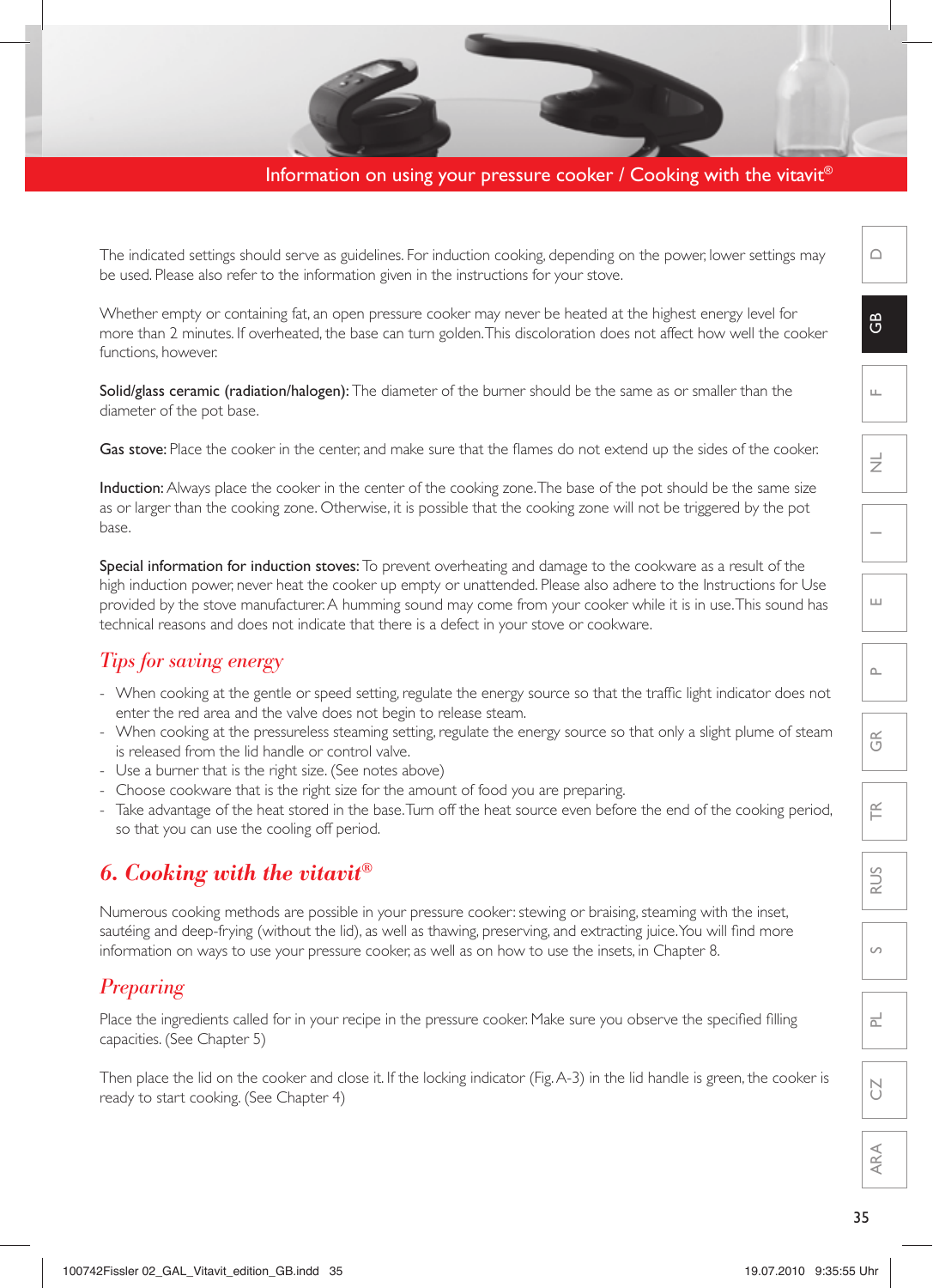The indicated settings should serve as guidelines. For induction cooking, depending on the power, lower settings may be used. Please also refer to the information given in the instructions for your stove.

Whether empty or containing fat, an open pressure cooker may never be heated at the highest energy level for more than 2 minutes. If overheated, the base can turn golden. This discoloration does not affect how well the cooker functions, however.

**Solid/glass ceramic (radiation/halogen):** The diameter of the burner should be the same as or smaller than the diameter of the pot base.

**Gas stove:** Place the cooker in the center, and make sure that the flames do not extend up the sides of the cooker.

**Induction:** Always place the cooker in the center of the cooking zone. The base of the pot should be the same size as or larger than the cooking zone. Otherwise, it is possible that the cooking zone will not be triggered by the pot base.

**Special information for induction stoves:** To prevent overheating and damage to the cookware as a result of the high induction power, never heat the cooker up empty or unattended. Please also adhere to the Instructions for Use provided by the stove manufacturer. A humming sound may come from your cooker while it is in use. This sound has technical reasons and does not indicate that there is a defect in your stove or cookware.

### *Tips for saving energy*

- When cooking at the gentle or speed setting, regulate the energy source so that the traffic light indicator does not enter the red area and the valve does not begin to release steam.
- When cooking at the pressureless steaming setting, regulate the energy source so that only a slight plume of steam is released from the lid handle or control valve.
- Use a burner that is the right size. (See notes above)
- Choose cookware that is the right size for the amount of food you are preparing.
- Take advantage of the heat stored in the base. Turn off the heat source even before the end of the cooking period, so that you can use the cooling off period.

## *6. Cooking with the vitavit®*

Numerous cooking methods are possible in your pressure cooker: stewing or braising, steaming with the inset, sautéing and deep-frying (without the lid), as well as thawing, preserving, and extracting juice. You will find more information on ways to use your pressure cooker, as well as on how to use the insets, in Chapter 8.

### *Preparing*

Place the ingredients called for in your recipe in the pressure cooker. Make sure you observe the specified filling capacities. (See Chapter 5)

Then place the lid on the cooker and close it. If the locking indicator (Fig. A-3) in the lid handle is green, the cooker is ready to start cooking. (See Chapter 4)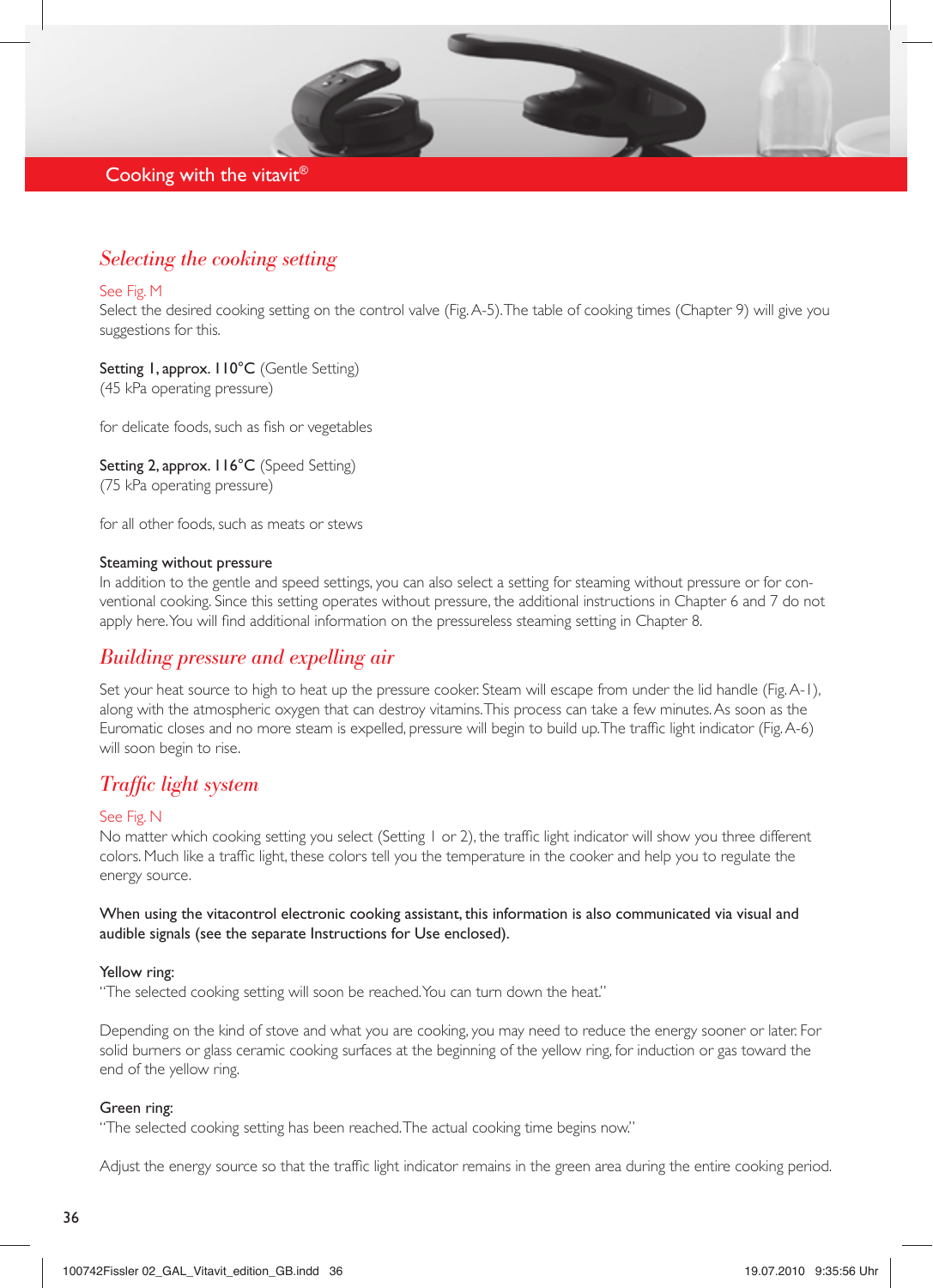# Cooking with the vitavit®

## *Selecting the cooking setting*

See Fig. M

Select the desired cooking setting on the control valve (Fig. A-5). The table of cooking times (Chapter 9) will give you suggestions for this.

**Setting 1, approx. 110°C** (Gentle Setting)
(45 kPa operating pressure)

for delicate foods, such as fish or vegetables

**Setting 2, approx. 116°C** (Speed Setting)
(75 kPa operating pressure)

for all other foods, such as meats or stews

**Steaming without pressure**

In addition to the gentle and speed settings, you can also select a setting for steaming without pressure or for conventional cooking. Since this setting operates without pressure, the additional instructions in Chapter 6 and 7 do not apply here. You will find additional information on the pressureless steaming setting in Chapter 8.

## *Building pressure and expelling air*

Set your heat source to high to heat up the pressure cooker. Steam will escape from under the lid handle (Fig. A-1), along with the atmospheric oxygen that can destroy vitamins. This process can take a few minutes. As soon as the Euromatic closes and no more steam is expelled, pressure will begin to build up. The traffic light indicator (Fig. A-6) will soon begin to rise.

## *Traffic light system*

See Fig. N

No matter which cooking setting you select (Setting 1 or 2), the traffic light indicator will show you three different colors. Much like a traffic light, these colors tell you the temperature in the cooker and help you to regulate the energy source.

**When using the vitacontrol electronic cooking assistant, this information is also communicated via visual and audible signals (see the separate Instructions for Use enclosed).**

**Yellow ring:**

"The selected cooking setting will soon be reached. You can turn down the heat."

Depending on the kind of stove and what you are cooking, you may need to reduce the energy sooner or later. For solid burners or glass ceramic cooking surfaces at the beginning of the yellow ring, for induction or gas toward the end of the yellow ring.

**Green ring:**

"The selected cooking setting has been reached. The actual cooking time begins now."

Adjust the energy source so that the traffic light indicator remains in the green area during the entire cooking period.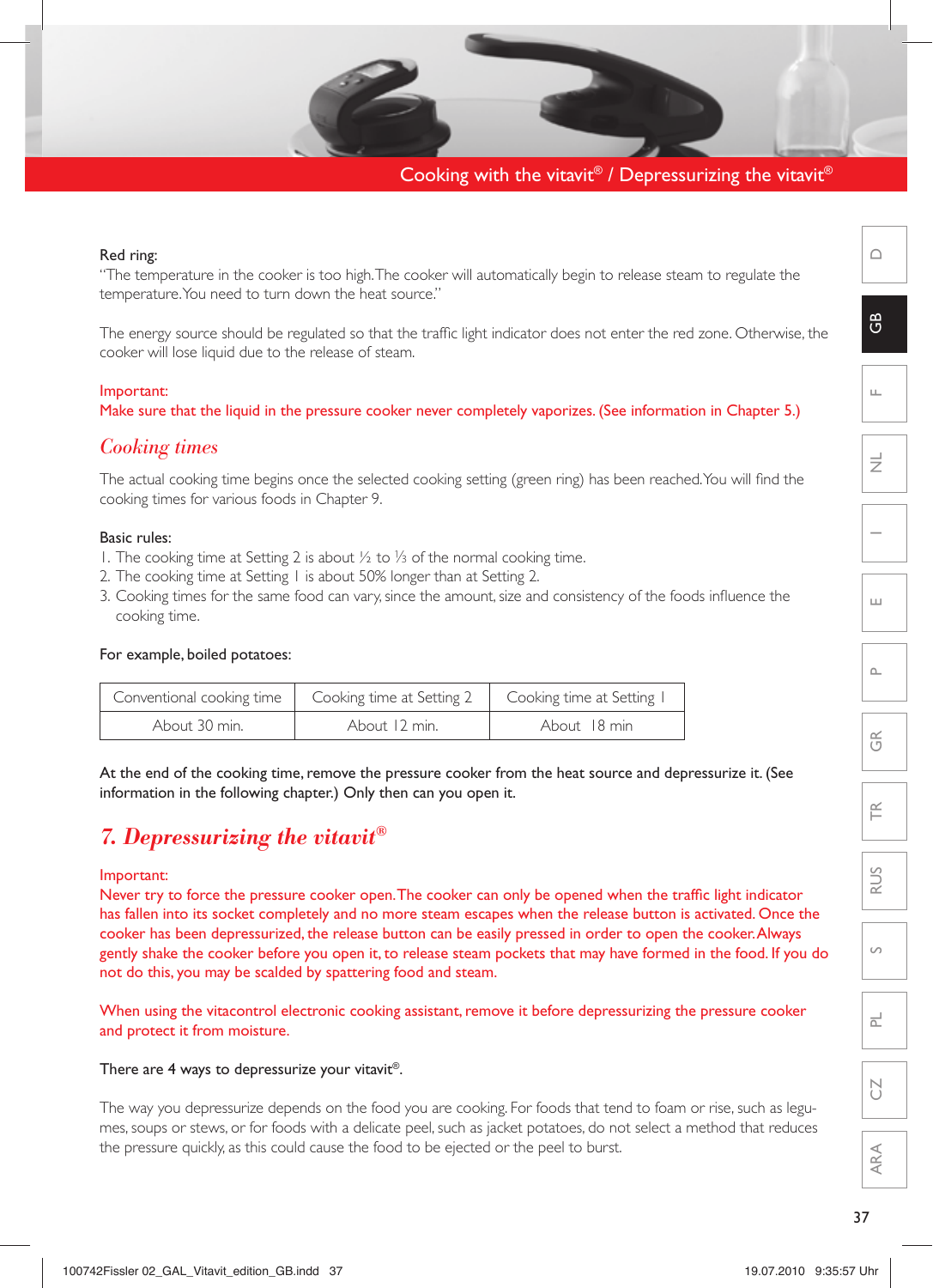Red ring:
"The temperature in the cooker is too high. The cooker will automatically begin to release steam to regulate the temperature. You need to turn down the heat source."

The energy source should be regulated so that the traffic light indicator does not enter the red zone. Otherwise, the cooker will lose liquid due to the release of steam.

Important:
Make sure that the liquid in the pressure cooker never completely vaporizes. (See information in Chapter 5.)

## *Cooking times*

The actual cooking time begins once the selected cooking setting (green ring) has been reached. You will find the cooking times for various foods in Chapter 9.

Basic rules:
1. The cooking time at Setting 2 is about ½ to ⅓ of the normal cooking time.
2. The cooking time at Setting 1 is about 50% longer than at Setting 2.
3. Cooking times for the same food can vary, since the amount, size and consistency of the foods influence the cooking time.

For example, boiled potatoes:

| Conventional cooking time | Cooking time at Setting 2 | Cooking time at Setting 1 |
|---|---|---|
| About 30 min. | About 12 min. | About 18 min |

At the end of the cooking time, remove the pressure cooker from the heat source and depressurize it. (See information in the following chapter.) Only then can you open it.

## *7. Depressurizing the vitavit®*

Important:
Never try to force the pressure cooker open. The cooker can only be opened when the traffic light indicator has fallen into its socket completely and no more steam escapes when the release button is activated. Once the cooker has been depressurized, the release button can be easily pressed in order to open the cooker. Always gently shake the cooker before you open it, to release steam pockets that may have formed in the food. If you do not do this, you may be scalded by spattering food and steam.

When using the vitacontrol electronic cooking assistant, remove it before depressurizing the pressure cooker and protect it from moisture.

There are 4 ways to depressurize your vitavit®.

The way you depressurize depends on the food you are cooking. For foods that tend to foam or rise, such as legumes, soups or stews, or for foods with a delicate peel, such as jacket potatoes, do not select a method that reduces the pressure quickly, as this could cause the food to be ejected or the peel to burst.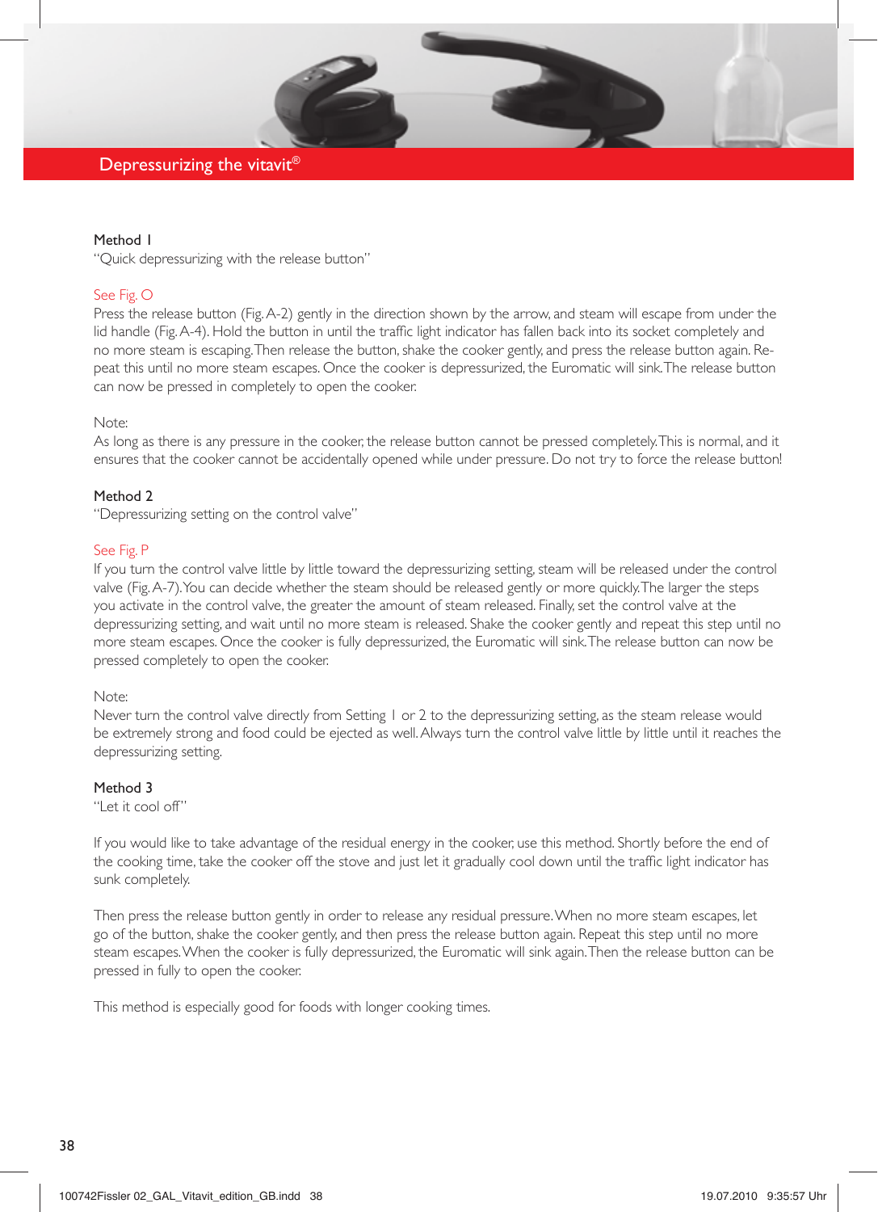# Depressurizing the vitavit®

### Method 1

"Quick depressurizing with the release button"

See Fig. O

Press the release button (Fig. A-2) gently in the direction shown by the arrow, and steam will escape from under the lid handle (Fig. A-4). Hold the button in until the traffic light indicator has fallen back into its socket completely and no more steam is escaping. Then release the button, shake the cooker gently, and press the release button again. Repeat this until no more steam escapes. Once the cooker is depressurized, the Euromatic will sink. The release button can now be pressed in completely to open the cooker.

Note:
As long as there is any pressure in the cooker, the release button cannot be pressed completely. This is normal, and it ensures that the cooker cannot be accidentally opened while under pressure. Do not try to force the release button!

### Method 2

"Depressurizing setting on the control valve"

See Fig. P

If you turn the control valve little by little toward the depressurizing setting, steam will be released under the control valve (Fig. A-7). You can decide whether the steam should be released gently or more quickly. The larger the steps you activate in the control valve, the greater the amount of steam released. Finally, set the control valve at the depressurizing setting, and wait until no more steam is released. Shake the cooker gently and repeat this step until no more steam escapes. Once the cooker is fully depressurized, the Euromatic will sink. The release button can now be pressed completely to open the cooker.

Note:
Never turn the control valve directly from Setting 1 or 2 to the depressurizing setting, as the steam release would be extremely strong and food could be ejected as well. Always turn the control valve little by little until it reaches the depressurizing setting.

### Method 3

"Let it cool off"

If you would like to take advantage of the residual energy in the cooker, use this method. Shortly before the end of the cooking time, take the cooker off the stove and just let it gradually cool down until the traffic light indicator has sunk completely.

Then press the release button gently in order to release any residual pressure. When no more steam escapes, let go of the button, shake the cooker gently, and then press the release button again. Repeat this step until no more steam escapes. When the cooker is fully depressurized, the Euromatic will sink again. Then the release button can be pressed in fully to open the cooker.

This method is especially good for foods with longer cooking times.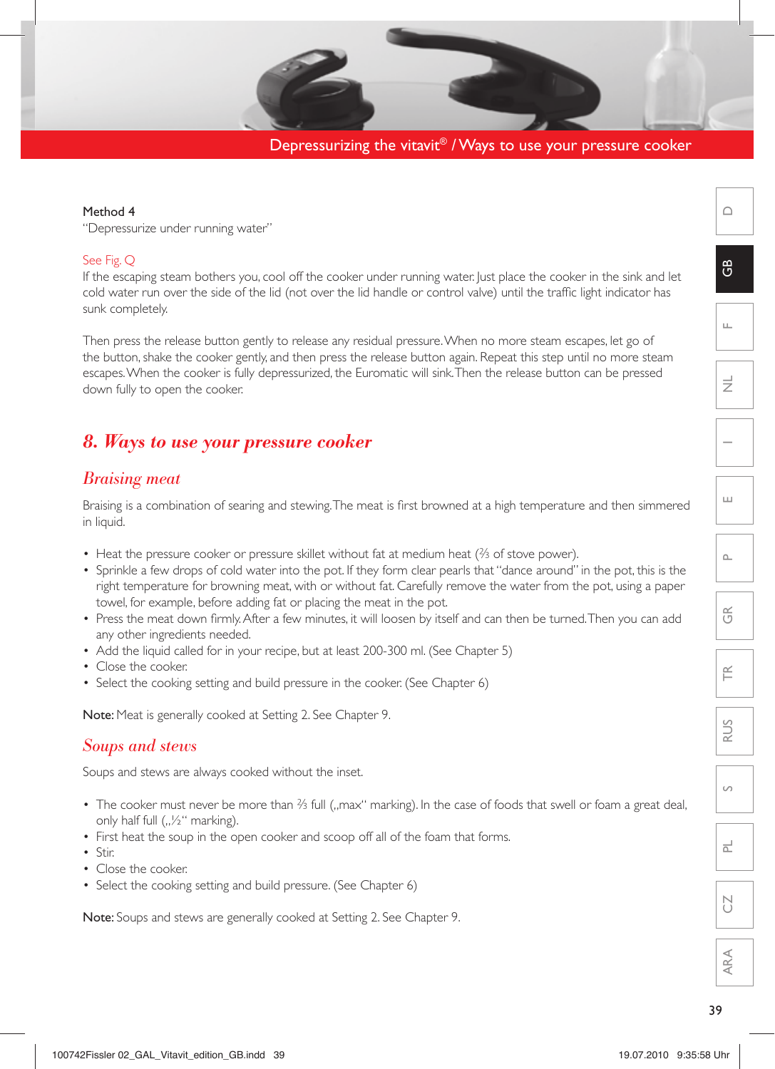Depressurizing the vitavit® / Ways to use your pressure cooker

Method 4
"Depressurize under running water"

See Fig. Q
If the escaping steam bothers you, cool off the cooker under running water. Just place the cooker in the sink and let cold water run over the side of the lid (not over the lid handle or control valve) until the traffic light indicator has sunk completely.

Then press the release button gently to release any residual pressure. When no more steam escapes, let go of the button, shake the cooker gently, and then press the release button again. Repeat this step until no more steam escapes. When the cooker is fully depressurized, the Euromatic will sink. Then the release button can be pressed down fully to open the cooker.

## 8. Ways to use your pressure cooker

### Braising meat

Braising is a combination of searing and stewing. The meat is first browned at a high temperature and then simmered in liquid.

- Heat the pressure cooker or pressure skillet without fat at medium heat (⅔ of stove power).
- Sprinkle a few drops of cold water into the pot. If they form clear pearls that "dance around" in the pot, this is the right temperature for browning meat, with or without fat. Carefully remove the water from the pot, using a paper towel, for example, before adding fat or placing the meat in the pot.
- Press the meat down firmly. After a few minutes, it will loosen by itself and can then be turned. Then you can add any other ingredients needed.
- Add the liquid called for in your recipe, but at least 200-300 ml. (See Chapter 5)
- Close the cooker.
- Select the cooking setting and build pressure in the cooker. (See Chapter 6)

**Note:** Meat is generally cooked at Setting 2. See Chapter 9.

### Soups and stews

Soups and stews are always cooked without the inset.

- The cooker must never be more than ⅔ full („max" marking). In the case of foods that swell or foam a great deal, only half full („½" marking).
- First heat the soup in the open cooker and scoop off all of the foam that forms.
- Stir.
- Close the cooker.
- Select the cooking setting and build pressure. (See Chapter 6)

**Note:** Soups and stews are generally cooked at Setting 2. See Chapter 9.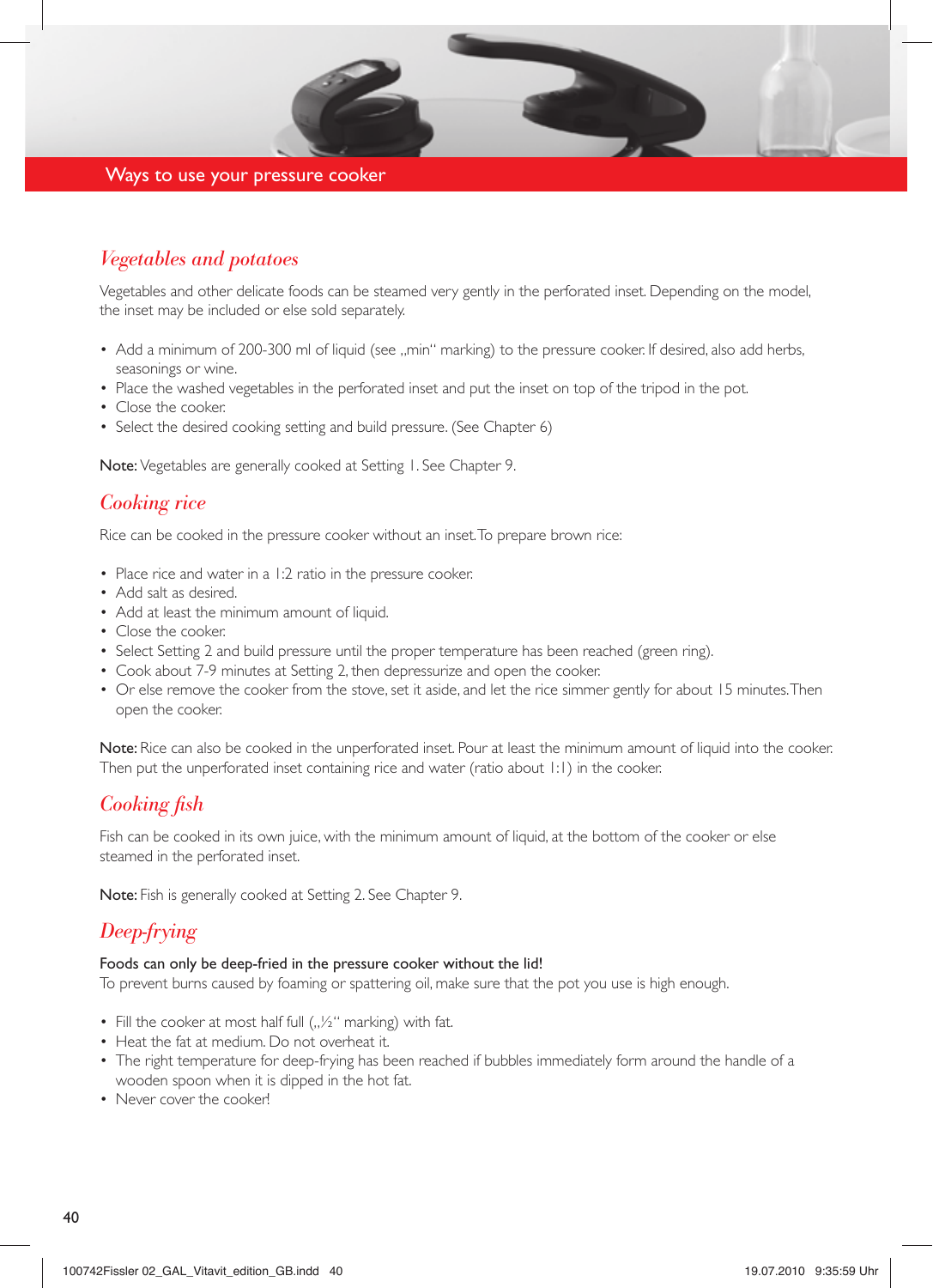# Ways to use your pressure cooker

## *Vegetables and potatoes*

Vegetables and other delicate foods can be steamed very gently in the perforated inset. Depending on the model, the inset may be included or else sold separately.

- Add a minimum of 200-300 ml of liquid (see „min“ marking) to the pressure cooker. If desired, also add herbs, seasonings or wine.
- Place the washed vegetables in the perforated inset and put the inset on top of the tripod in the pot.
- Close the cooker.
- Select the desired cooking setting and build pressure. (See Chapter 6)

**Note:** Vegetables are generally cooked at Setting 1. See Chapter 9.

## *Cooking rice*

Rice can be cooked in the pressure cooker without an inset. To prepare brown rice:

- Place rice and water in a 1:2 ratio in the pressure cooker.
- Add salt as desired.
- Add at least the minimum amount of liquid.
- Close the cooker.
- Select Setting 2 and build pressure until the proper temperature has been reached (green ring).
- Cook about 7-9 minutes at Setting 2, then depressurize and open the cooker.
- Or else remove the cooker from the stove, set it aside, and let the rice simmer gently for about 15 minutes. Then open the cooker.

**Note:** Rice can also be cooked in the unperforated inset. Pour at least the minimum amount of liquid into the cooker. Then put the unperforated inset containing rice and water (ratio about 1:1) in the cooker.

## *Cooking fish*

Fish can be cooked in its own juice, with the minimum amount of liquid, at the bottom of the cooker or else steamed in the perforated inset.

**Note:** Fish is generally cooked at Setting 2. See Chapter 9.

## *Deep-frying*

**Foods can only be deep-fried in the pressure cooker without the lid!**
To prevent burns caused by foaming or spattering oil, make sure that the pot you use is high enough.

- Fill the cooker at most half full („½“ marking) with fat.
- Heat the fat at medium. Do not overheat it.
- The right temperature for deep-frying has been reached if bubbles immediately form around the handle of a wooden spoon when it is dipped in the hot fat.
- Never cover the cooker!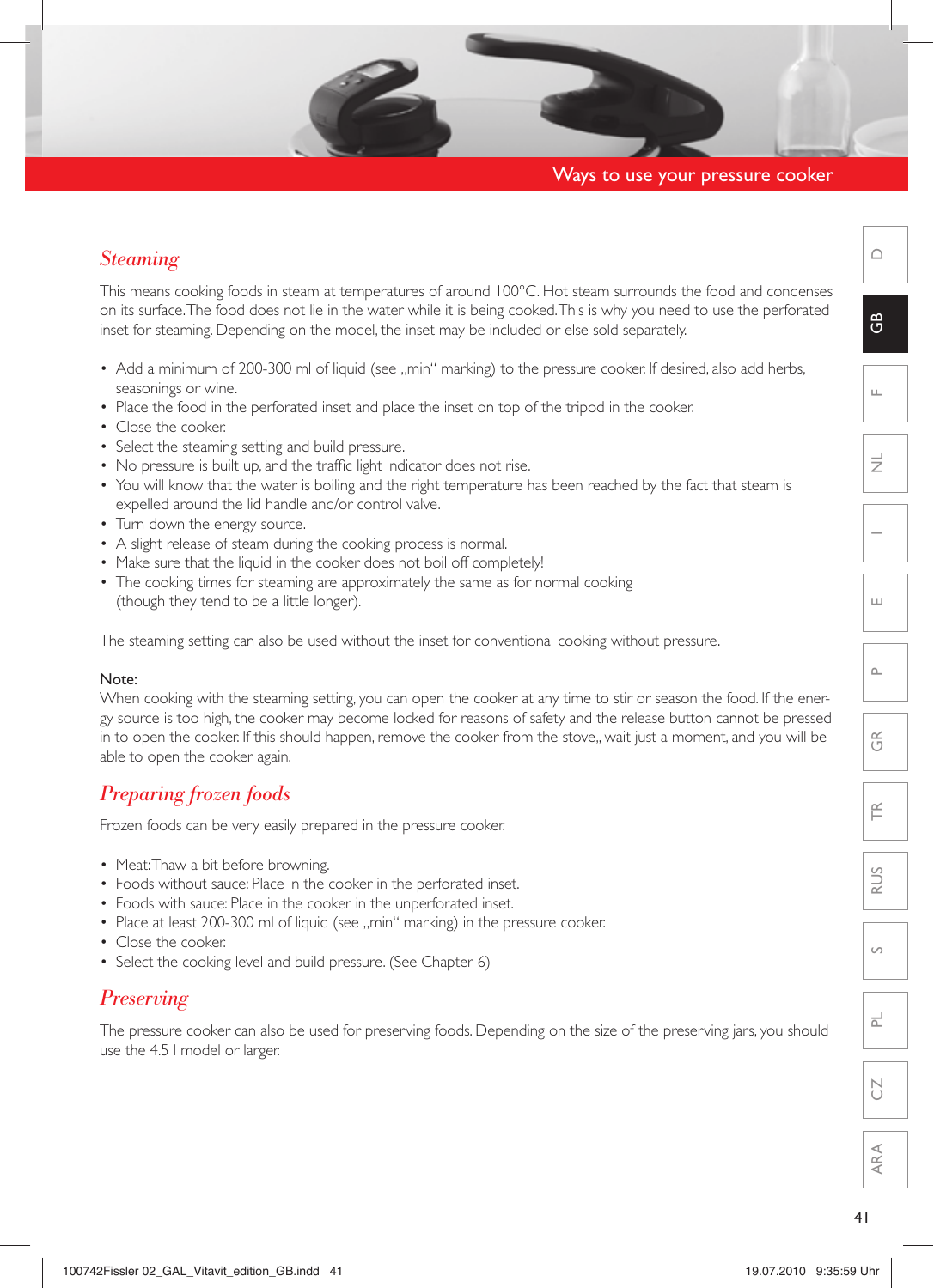## Ways to use your pressure cooker

### *Steaming*

This means cooking foods in steam at temperatures of around 100°C. Hot steam surrounds the food and condenses on its surface. The food does not lie in the water while it is being cooked. This is why you need to use the perforated inset for steaming. Depending on the model, the inset may be included or else sold separately.

- Add a minimum of 200-300 ml of liquid (see „min" marking) to the pressure cooker. If desired, also add herbs, seasonings or wine.
- Place the food in the perforated inset and place the inset on top of the tripod in the cooker.
- Close the cooker.
- Select the steaming setting and build pressure.
- No pressure is built up, and the traffic light indicator does not rise.
- You will know that the water is boiling and the right temperature has been reached by the fact that steam is expelled around the lid handle and/or control valve.
- Turn down the energy source.
- A slight release of steam during the cooking process is normal.
- Make sure that the liquid in the cooker does not boil off completely!
- The cooking times for steaming are approximately the same as for normal cooking (though they tend to be a little longer).

The steaming setting can also be used without the inset for conventional cooking without pressure.

**Note:**
When cooking with the steaming setting, you can open the cooker at any time to stir or season the food. If the energy source is too high, the cooker may become locked for reasons of safety and the release button cannot be pressed in to open the cooker. If this should happen, remove the cooker from the stove,, wait just a moment, and you will be able to open the cooker again.

### *Preparing frozen foods*

Frozen foods can be very easily prepared in the pressure cooker.

- Meat: Thaw a bit before browning.
- Foods without sauce: Place in the cooker in the perforated inset.
- Foods with sauce: Place in the cooker in the unperforated inset.
- Place at least 200-300 ml of liquid (see „min" marking) in the pressure cooker.
- Close the cooker.
- Select the cooking level and build pressure. (See Chapter 6)

### *Preserving*

The pressure cooker can also be used for preserving foods. Depending on the size of the preserving jars, you should use the 4.5 l model or larger.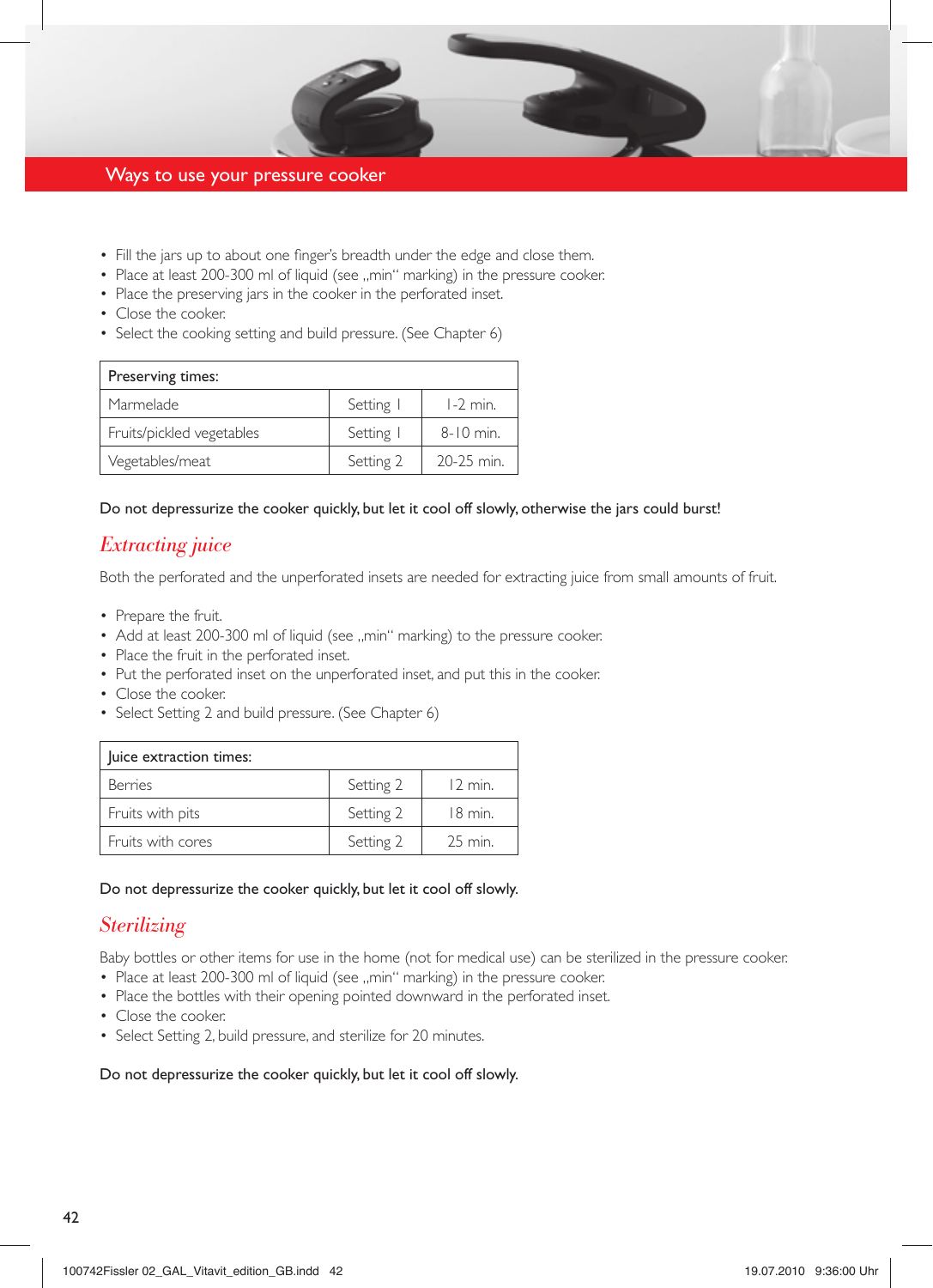## Ways to use your pressure cooker

- Fill the jars up to about one finger's breadth under the edge and close them.
- Place at least 200-300 ml of liquid (see „min" marking) in the pressure cooker.
- Place the preserving jars in the cooker in the perforated inset.
- Close the cooker.
- Select the cooking setting and build pressure. (See Chapter 6)

| Preserving times: | | |
|---|---|---|
| Marmelade | Setting 1 | 1-2 min. |
| Fruits/pickled vegetables | Setting 1 | 8-10 min. |
| Vegetables/meat | Setting 2 | 20-25 min. |

Do not depressurize the cooker quickly, but let it cool off slowly, otherwise the jars could burst!

### *Extracting juice*

Both the perforated and the unperforated insets are needed for extracting juice from small amounts of fruit.

- Prepare the fruit.
- Add at least 200-300 ml of liquid (see „min" marking) to the pressure cooker.
- Place the fruit in the perforated inset.
- Put the perforated inset on the unperforated inset, and put this in the cooker.
- Close the cooker.
- Select Setting 2 and build pressure. (See Chapter 6)

| Juice extraction times: | | |
|---|---|---|
| Berries | Setting 2 | 12 min. |
| Fruits with pits | Setting 2 | 18 min. |
| Fruits with cores | Setting 2 | 25 min. |

Do not depressurize the cooker quickly, but let it cool off slowly.

### *Sterilizing*

Baby bottles or other items for use in the home (not for medical use) can be sterilized in the pressure cooker.

- Place at least 200-300 ml of liquid (see „min" marking) in the pressure cooker.
- Place the bottles with their opening pointed downward in the perforated inset.
- Close the cooker.
- Select Setting 2, build pressure, and sterilize for 20 minutes.

Do not depressurize the cooker quickly, but let it cool off slowly.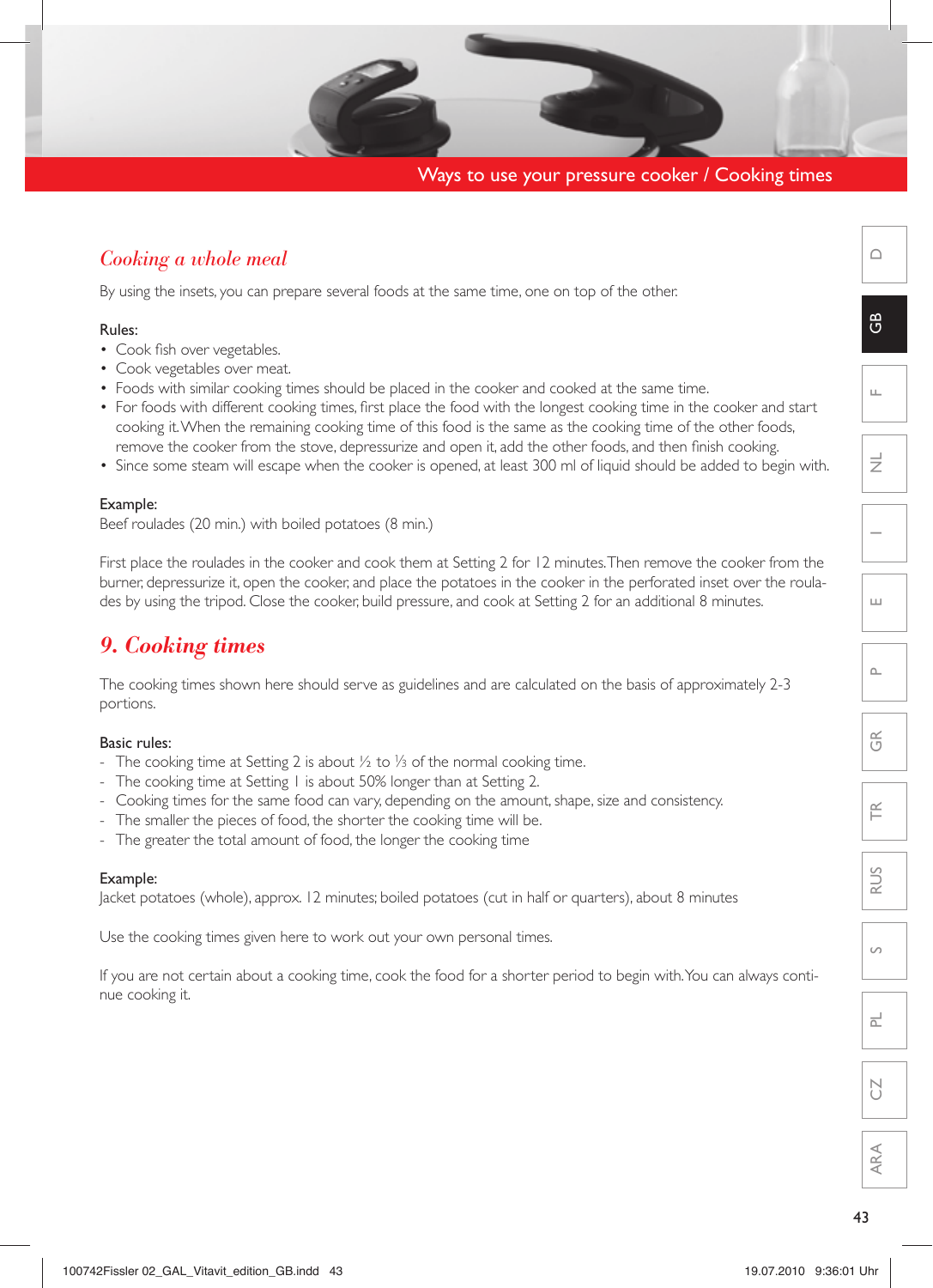## *Cooking a whole meal*

By using the insets, you can prepare several foods at the same time, one on top of the other.

Rules:

- Cook fish over vegetables.
- Cook vegetables over meat.
- Foods with similar cooking times should be placed in the cooker and cooked at the same time.
- For foods with different cooking times, first place the food with the longest cooking time in the cooker and start cooking it. When the remaining cooking time of this food is the same as the cooking time of the other foods, remove the cooker from the stove, depressurize and open it, add the other foods, and then finish cooking.
- Since some steam will escape when the cooker is opened, at least 300 ml of liquid should be added to begin with.

Example:
Beef roulades (20 min.) with boiled potatoes (8 min.)

First place the roulades in the cooker and cook them at Setting 2 for 12 minutes. Then remove the cooker from the burner, depressurize it, open the cooker, and place the potatoes in the cooker in the perforated inset over the roulades by using the tripod. Close the cooker, build pressure, and cook at Setting 2 for an additional 8 minutes.

## *9. Cooking times*

The cooking times shown here should serve as guidelines and are calculated on the basis of approximately 2-3 portions.

Basic rules:

- The cooking time at Setting 2 is about ½ to ⅓ of the normal cooking time.
- The cooking time at Setting 1 is about 50% longer than at Setting 2.
- Cooking times for the same food can vary, depending on the amount, shape, size and consistency.
- The smaller the pieces of food, the shorter the cooking time will be.
- The greater the total amount of food, the longer the cooking time

Example:
Jacket potatoes (whole), approx. 12 minutes; boiled potatoes (cut in half or quarters), about 8 minutes

Use the cooking times given here to work out your own personal times.

If you are not certain about a cooking time, cook the food for a shorter period to begin with. You can always continue cooking it.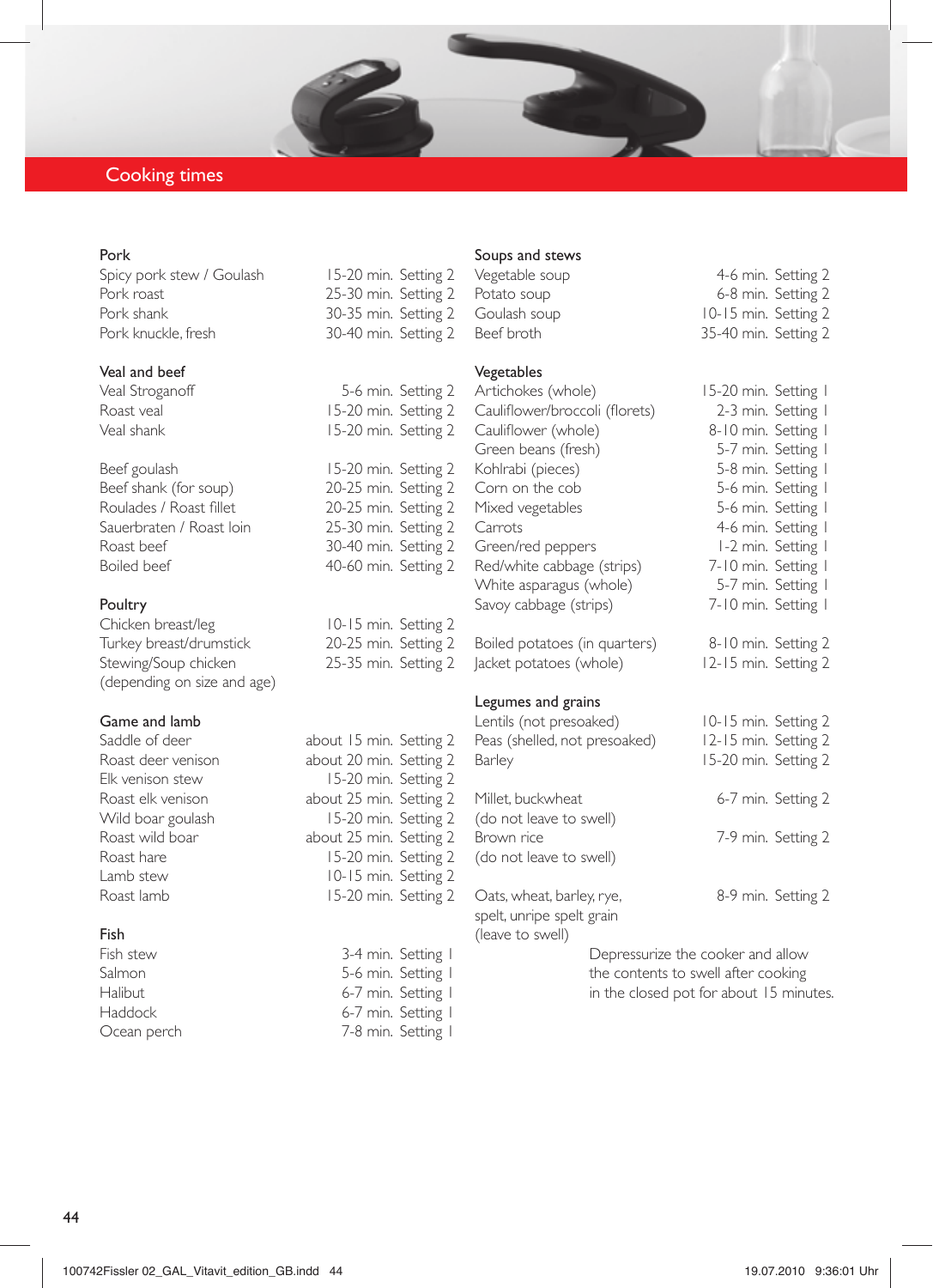## Cooking times

### Pork

| | |
|---|---|
| Spicy pork stew / Goulash | 15-20 min. Setting 2 |
| Pork roast | 25-30 min. Setting 2 |
| Pork shank | 30-35 min. Setting 2 |
| Pork knuckle, fresh | 30-40 min. Setting 2 |

### Veal and beef

| | |
|---|---|
| Veal Stroganoff | 5-6 min. Setting 2 |
| Roast veal | 15-20 min. Setting 2 |
| Veal shank | 15-20 min. Setting 2 |
| Beef goulash | 15-20 min. Setting 2 |
| Beef shank (for soup) | 20-25 min. Setting 2 |
| Roulades / Roast fillet | 20-25 min. Setting 2 |
| Sauerbraten / Roast loin | 25-30 min. Setting 2 |
| Roast beef | 30-40 min. Setting 2 |
| Boiled beef | 40-60 min. Setting 2 |

### Poultry

| | |
|---|---|
| Chicken breast/leg | 10-15 min. Setting 2 |
| Turkey breast/drumstick | 20-25 min. Setting 2 |
| Stewing/Soup chicken (depending on size and age) | 25-35 min. Setting 2 |

### Game and lamb

| | |
|---|---|
| Saddle of deer | about 15 min. Setting 2 |
| Roast deer venison | about 20 min. Setting 2 |
| Elk venison stew | 15-20 min. Setting 2 |
| Roast elk venison | about 25 min. Setting 2 |
| Wild boar goulash | 15-20 min. Setting 2 |
| Roast wild boar | about 25 min. Setting 2 |
| Roast hare | 15-20 min. Setting 2 |
| Lamb stew | 10-15 min. Setting 2 |
| Roast lamb | 15-20 min. Setting 2 |

### Fish

| | |
|---|---|
| Fish stew | 3-4 min. Setting 1 |
| Salmon | 5-6 min. Setting 1 |
| Halibut | 6-7 min. Setting 1 |
| Haddock | 6-7 min. Setting 1 |
| Ocean perch | 7-8 min. Setting 1 |

### Soups and stews

| | |
|---|---|
| Vegetable soup | 4-6 min. Setting 2 |
| Potato soup | 6-8 min. Setting 2 |
| Goulash soup | 10-15 min. Setting 2 |
| Beef broth | 35-40 min. Setting 2 |

### Vegetables

| | |
|---|---|
| Artichokes (whole) | 15-20 min. Setting 1 |
| Cauliflower/broccoli (florets) | 2-3 min. Setting 1 |
| Cauliflower (whole) | 8-10 min. Setting 1 |
| Green beans (fresh) | 5-7 min. Setting 1 |
| Kohlrabi (pieces) | 5-8 min. Setting 1 |
| Corn on the cob | 5-6 min. Setting 1 |
| Mixed vegetables | 5-6 min. Setting 1 |
| Carrots | 4-6 min. Setting 1 |
| Green/red peppers | 1-2 min. Setting 1 |
| Red/white cabbage (strips) | 7-10 min. Setting 1 |
| White asparagus (whole) | 5-7 min. Setting 1 |
| Savoy cabbage (strips) | 7-10 min. Setting 1 |
| Boiled potatoes (in quarters) | 8-10 min. Setting 2 |
| Jacket potatoes (whole) | 12-15 min. Setting 2 |

### Legumes and grains

| | |
|---|---|
| Lentils (not presoaked) | 10-15 min. Setting 2 |
| Peas (shelled, not presoaked) | 12-15 min. Setting 2 |
| Barley | 15-20 min. Setting 2 |
| Millet, buckwheat (do not leave to swell) | 6-7 min. Setting 2 |
| Brown rice (do not leave to swell) | 7-9 min. Setting 2 |
| Oats, wheat, barley, rye, spelt, unripe spelt grain (leave to swell) | 8-9 min. Setting 2 |

Depressurize the cooker and allow the contents to swell after cooking in the closed pot for about 15 minutes.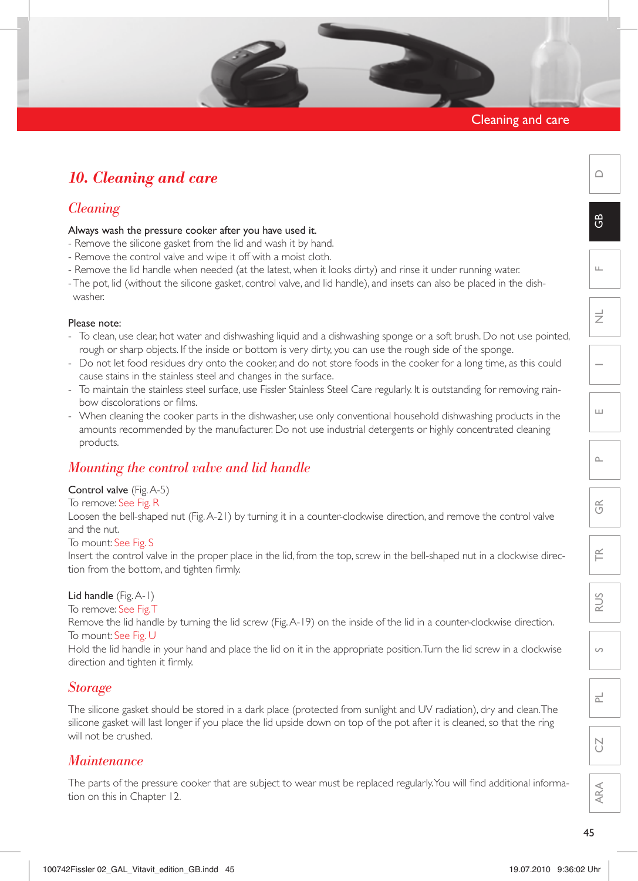# 10. Cleaning and care

## Cleaning

Always wash the pressure cooker after you have used it.

- Remove the silicone gasket from the lid and wash it by hand.
- Remove the control valve and wipe it off with a moist cloth.
- Remove the lid handle when needed (at the latest, when it looks dirty) and rinse it under running water.
- The pot, lid (without the silicone gasket, control valve, and lid handle), and insets can also be placed in the dishwasher.

Please note:

- To clean, use clear, hot water and dishwashing liquid and a dishwashing sponge or a soft brush. Do not use pointed, rough or sharp objects. If the inside or bottom is very dirty, you can use the rough side of the sponge.
- Do not let food residues dry onto the cooker, and do not store foods in the cooker for a long time, as this could cause stains in the stainless steel and changes in the surface.
- To maintain the stainless steel surface, use Fissler Stainless Steel Care regularly. It is outstanding for removing rainbow discolorations or films.
- When cleaning the cooker parts in the dishwasher, use only conventional household dishwashing products in the amounts recommended by the manufacturer. Do not use industrial detergents or highly concentrated cleaning products.

## Mounting the control valve and lid handle

Control valve (Fig. A-5)

To remove: See Fig. R

Loosen the bell-shaped nut (Fig. A-21) by turning it in a counter-clockwise direction, and remove the control valve and the nut.

To mount: See Fig. S

Insert the control valve in the proper place in the lid, from the top, screw in the bell-shaped nut in a clockwise direction from the bottom, and tighten firmly.

Lid handle (Fig. A-1)

To remove: See Fig. T

Remove the lid handle by turning the lid screw (Fig. A-19) on the inside of the lid in a counter-clockwise direction.

To mount: See Fig. U

Hold the lid handle in your hand and place the lid on it in the appropriate position. Turn the lid screw in a clockwise direction and tighten it firmly.

## Storage

The silicone gasket should be stored in a dark place (protected from sunlight and UV radiation), dry and clean. The silicone gasket will last longer if you place the lid upside down on top of the pot after it is cleaned, so that the ring will not be crushed.

## Maintenance

The parts of the pressure cooker that are subject to wear must be replaced regularly. You will find additional information on this in Chapter 12.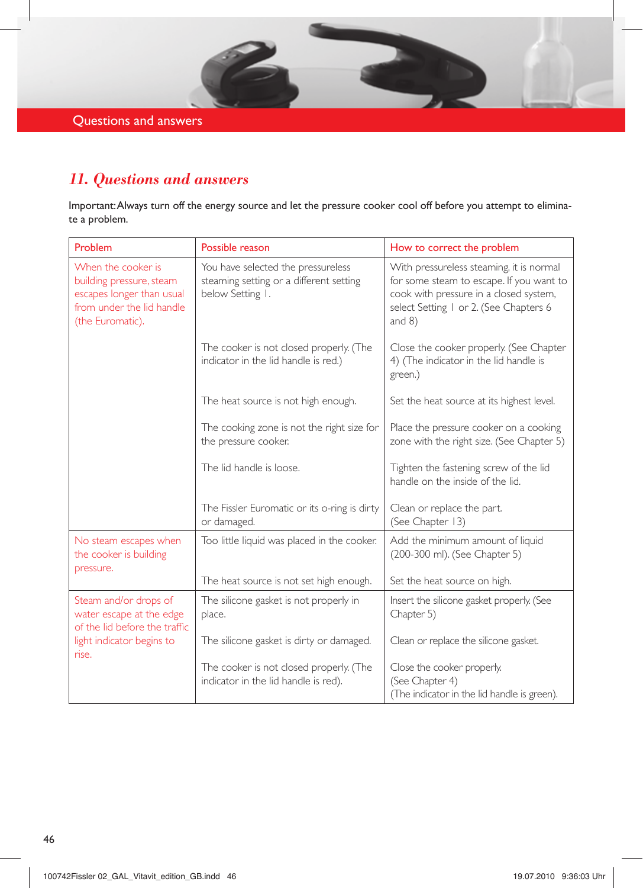# 11. Questions and answers

Important: Always turn off the energy source and let the pressure cooker cool off before you attempt to eliminate a problem.

| Problem | Possible reason | How to correct the problem |
|---|---|---|
| When the cooker is building pressure, steam escapes longer than usual from under the lid handle (the Euromatic). | You have selected the pressureless steaming setting or a different setting below Setting 1. | With pressureless steaming, it is normal for some steam to escape. If you want to cook with pressure in a closed system, select Setting 1 or 2. (See Chapters 6 and 8) |
| | The cooker is not closed properly. (The indicator in the lid handle is red.) | Close the cooker properly. (See Chapter 4) (The indicator in the lid handle is green.) |
| | The heat source is not high enough. | Set the heat source at its highest level. |
| | The cooking zone is not the right size for the pressure cooker. | Place the pressure cooker on a cooking zone with the right size. (See Chapter 5) |
| | The lid handle is loose. | Tighten the fastening screw of the lid handle on the inside of the lid. |
| | The Fissler Euromatic or its o-ring is dirty or damaged. | Clean or replace the part. (See Chapter 13) |
| No steam escapes when the cooker is building pressure. | Too little liquid was placed in the cooker. | Add the minimum amount of liquid (200-300 ml). (See Chapter 5) |
| | The heat source is not set high enough. | Set the heat source on high. |
| Steam and/or drops of water escape at the edge of the lid before the traffic light indicator begins to rise. | The silicone gasket is not properly in place. | Insert the silicone gasket properly. (See Chapter 5) |
| | The silicone gasket is dirty or damaged. | Clean or replace the silicone gasket. |
| | The cooker is not closed properly. (The indicator in the lid handle is red). | Close the cooker properly. (See Chapter 4) (The indicator in the lid handle is green). |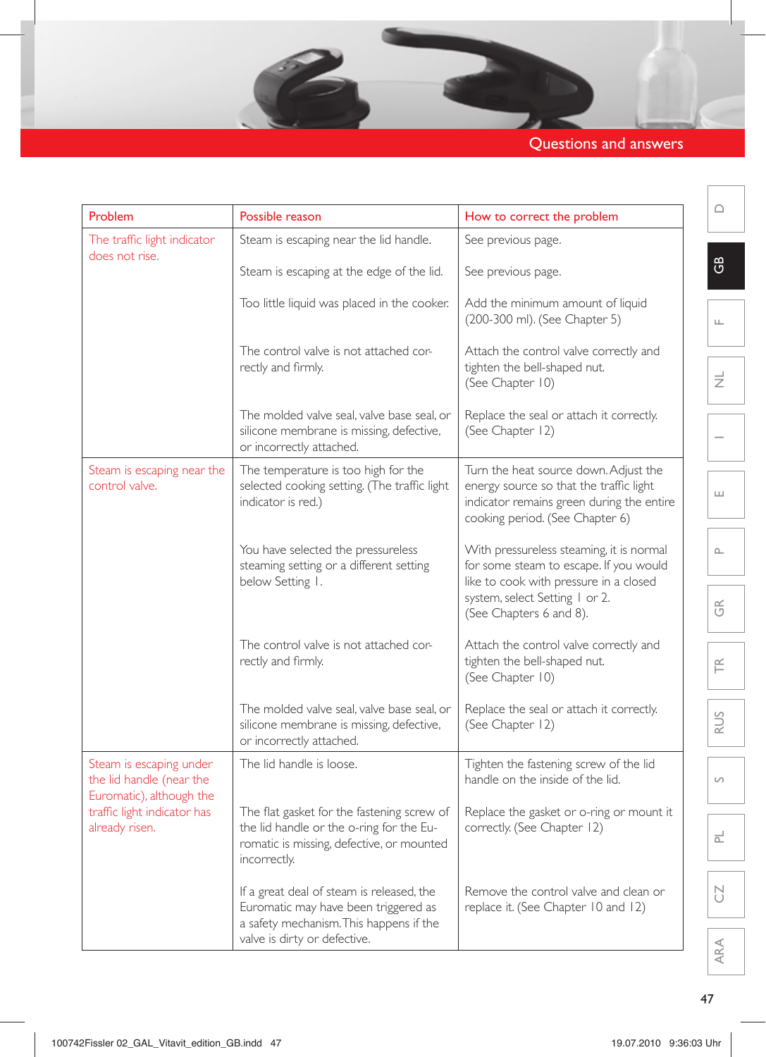## Questions and answers

| Problem | Possible reason | How to correct the problem |
|---|---|---|
| The traffic light indicator does not rise. | Steam is escaping near the lid handle. | See previous page. |
| | Steam is escaping at the edge of the lid. | See previous page. |
| | Too little liquid was placed in the cooker. | Add the minimum amount of liquid (200-300 ml). (See Chapter 5) |
| | The control valve is not attached correctly and firmly. | Attach the control valve correctly and tighten the bell-shaped nut. (See Chapter 10) |
| | The molded valve seal, valve base seal, or silicone membrane is missing, defective, or incorrectly attached. | Replace the seal or attach it correctly. (See Chapter 12) |
| Steam is escaping near the control valve. | The temperature is too high for the selected cooking setting. (The traffic light indicator is red.) | Turn the heat source down. Adjust the energy source so that the traffic light indicator remains green during the entire cooking period. (See Chapter 6) |
| | You have selected the pressureless steaming setting or a different setting below Setting 1. | With pressureless steaming, it is normal for some steam to escape. If you would like to cook with pressure in a closed system, select Setting 1 or 2. (See Chapters 6 and 8). |
| | The control valve is not attached correctly and firmly. | Attach the control valve correctly and tighten the bell-shaped nut. (See Chapter 10) |
| | The molded valve seal, valve base seal, or silicone membrane is missing, defective, or incorrectly attached. | Replace the seal or attach it correctly. (See Chapter 12) |
| Steam is escaping under the lid handle (near the Euromatic), although the traffic light indicator has already risen. | The lid handle is loose. | Tighten the fastening screw of the lid handle on the inside of the lid. |
| | The flat gasket for the fastening screw of the lid handle or the o-ring for the Euromatic is missing, defective, or mounted incorrectly. | Replace the gasket or o-ring or mount it correctly. (See Chapter 12) |
| | If a great deal of steam is released, the Euromatic may have been triggered as a safety mechanism. This happens if the valve is dirty or defective. | Remove the control valve and clean or replace it. (See Chapter 10 and 12) |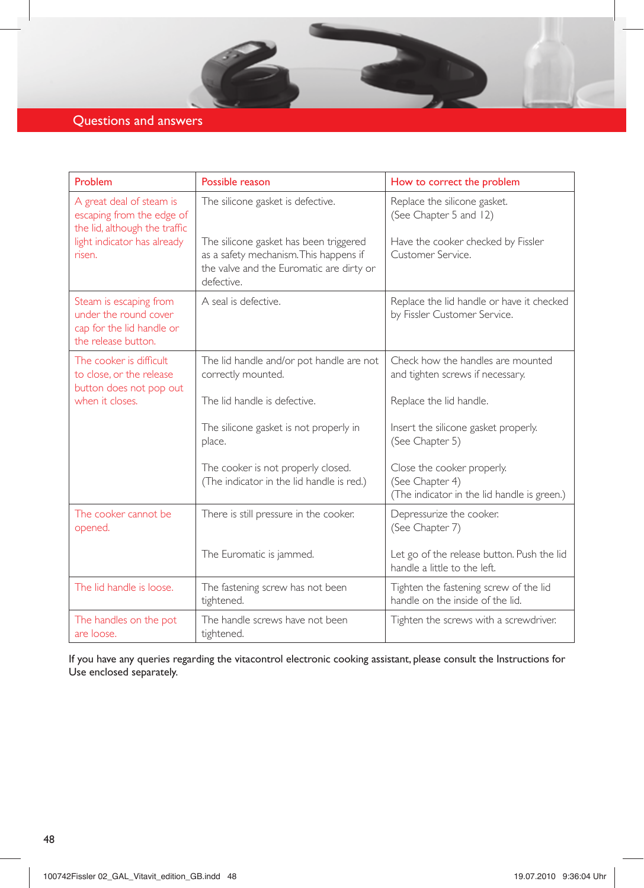# Questions and answers

| Problem | Possible reason | How to correct the problem |
|---|---|---|
| A great deal of steam is escaping from the edge of the lid, although the traffic light indicator has already risen. | The silicone gasket is defective. | Replace the silicone gasket. (See Chapter 5 and 12) |
| | The silicone gasket has been triggered as a safety mechanism. This happens if the valve and the Euromatic are dirty or defective. | Have the cooker checked by Fissler Customer Service. |
| Steam is escaping from under the round cover cap for the lid handle or the release button. | A seal is defective. | Replace the lid handle or have it checked by Fissler Customer Service. |
| The cooker is difficult to close, or the release button does not pop out when it closes. | The lid handle and/or pot handle are not correctly mounted. | Check how the handles are mounted and tighten screws if necessary. |
| | The lid handle is defective. | Replace the lid handle. |
| | The silicone gasket is not properly in place. | Insert the silicone gasket properly. (See Chapter 5) |
| | The cooker is not properly closed. (The indicator in the lid handle is red.) | Close the cooker properly. (See Chapter 4) (The indicator in the lid handle is green.) |
| The cooker cannot be opened. | There is still pressure in the cooker. | Depressurize the cooker. (See Chapter 7) |
| | The Euromatic is jammed. | Let go of the release button. Push the lid handle a little to the left. |
| The lid handle is loose. | The fastening screw has not been tightened. | Tighten the fastening screw of the lid handle on the inside of the lid. |
| The handles on the pot are loose. | The handle screws have not been tightened. | Tighten the screws with a screwdriver. |

If you have any queries regarding the vitacontrol electronic cooking assistant, please consult the Instructions for Use enclosed separately.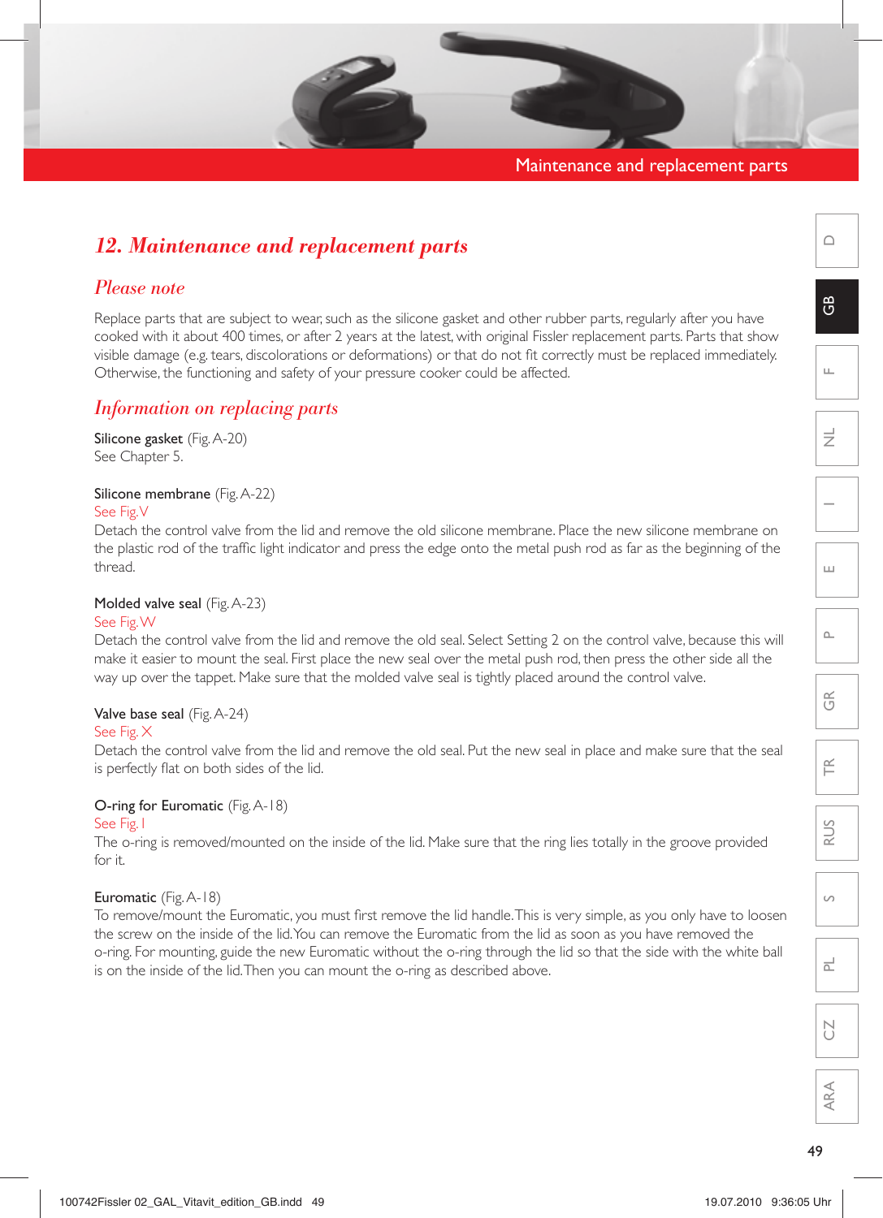## 12. Maintenance and replacement parts

### Please note

Replace parts that are subject to wear, such as the silicone gasket and other rubber parts, regularly after you have cooked with it about 400 times, or after 2 years at the latest, with original Fissler replacement parts. Parts that show visible damage (e.g. tears, discolorations or deformations) or that do not fit correctly must be replaced immediately. Otherwise, the functioning and safety of your pressure cooker could be affected.

### Information on replacing parts

Silicone gasket (Fig. A-20)
See Chapter 5.

Silicone membrane (Fig. A-22)
See Fig. V
Detach the control valve from the lid and remove the old silicone membrane. Place the new silicone membrane on the plastic rod of the traffic light indicator and press the edge onto the metal push rod as far as the beginning of the thread.

Molded valve seal (Fig. A-23)
See Fig. W
Detach the control valve from the lid and remove the old seal. Select Setting 2 on the control valve, because this will make it easier to mount the seal. First place the new seal over the metal push rod, then press the other side all the way up over the tappet. Make sure that the molded valve seal is tightly placed around the control valve.

Valve base seal (Fig. A-24)
See Fig. X
Detach the control valve from the lid and remove the old seal. Put the new seal in place and make sure that the seal is perfectly flat on both sides of the lid.

O-ring for Euromatic (Fig. A-18)
See Fig. I
The o-ring is removed/mounted on the inside of the lid. Make sure that the ring lies totally in the groove provided for it.

Euromatic (Fig. A-18)
To remove/mount the Euromatic, you must first remove the lid handle. This is very simple, as you only have to loosen the screw on the inside of the lid. You can remove the Euromatic from the lid as soon as you have removed the o-ring. For mounting, guide the new Euromatic without the o-ring through the lid so that the side with the white ball is on the inside of the lid. Then you can mount the o-ring as described above.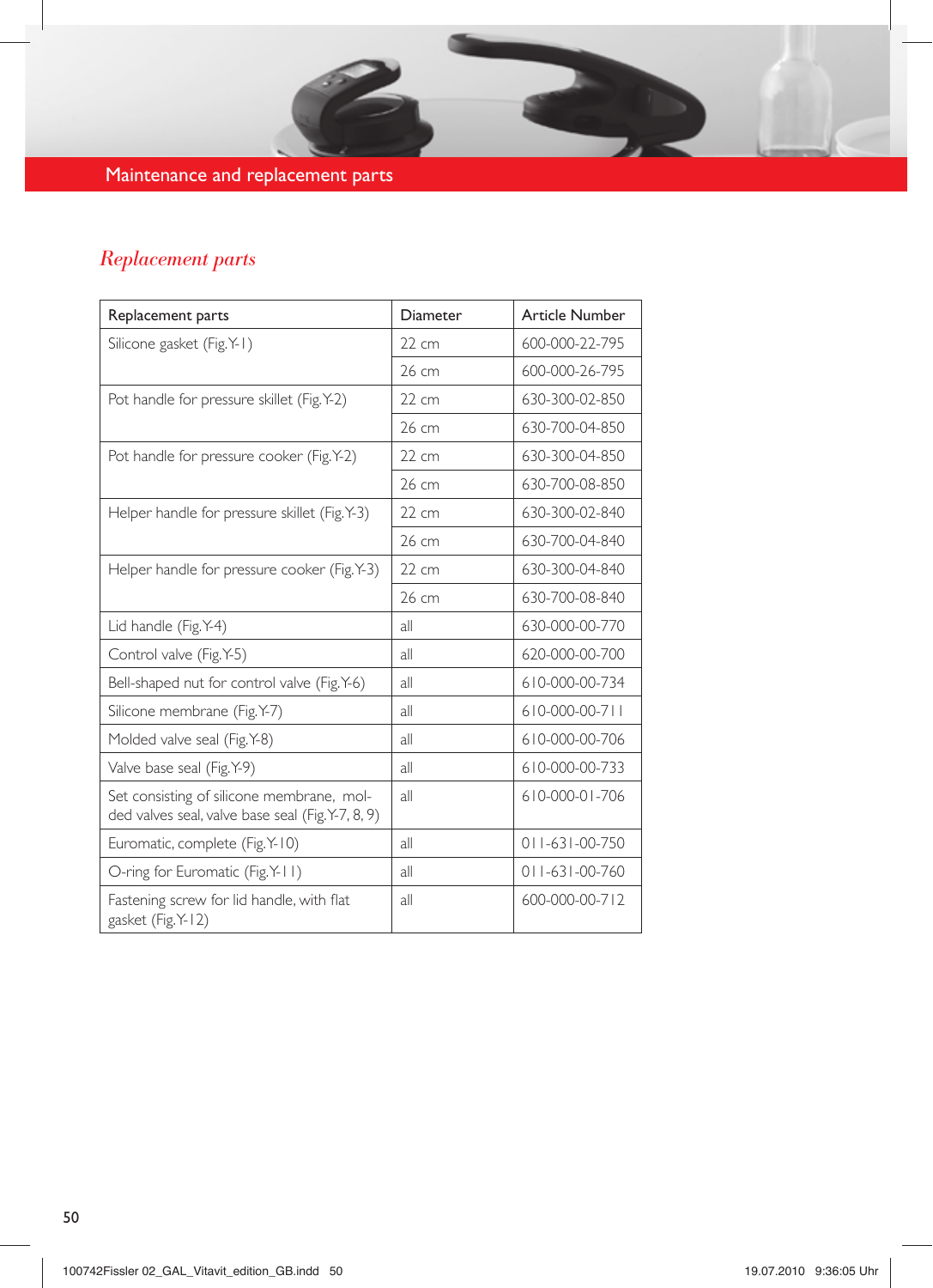## Maintenance and replacement parts

### *Replacement parts*

| Replacement parts | Diameter | Article Number |
|---|---|---|
| Silicone gasket (Fig. Y-1) | 22 cm | 600-000-22-795 |
| | 26 cm | 600-000-26-795 |
| Pot handle for pressure skillet (Fig. Y-2) | 22 cm | 630-300-02-850 |
| | 26 cm | 630-700-04-850 |
| Pot handle for pressure cooker (Fig. Y-2) | 22 cm | 630-300-04-850 |
| | 26 cm | 630-700-08-850 |
| Helper handle for pressure skillet (Fig. Y-3) | 22 cm | 630-300-02-840 |
| | 26 cm | 630-700-04-840 |
| Helper handle for pressure cooker (Fig. Y-3) | 22 cm | 630-300-04-840 |
| | 26 cm | 630-700-08-840 |
| Lid handle (Fig. Y-4) | all | 630-000-00-770 |
| Control valve (Fig. Y-5) | all | 620-000-00-700 |
| Bell-shaped nut for control valve (Fig. Y-6) | all | 610-000-00-734 |
| Silicone membrane (Fig. Y-7) | all | 610-000-00-711 |
| Molded valve seal (Fig. Y-8) | all | 610-000-00-706 |
| Valve base seal (Fig. Y-9) | all | 610-000-00-733 |
| Set consisting of silicone membrane, molded valves seal, valve base seal (Fig. Y-7, 8, 9) | all | 610-000-01-706 |
| Euromatic, complete (Fig. Y-10) | all | 011-631-00-750 |
| O-ring for Euromatic (Fig. Y-11) | all | 011-631-00-760 |
| Fastening screw for lid handle, with flat gasket (Fig. Y-12) | all | 600-000-00-712 |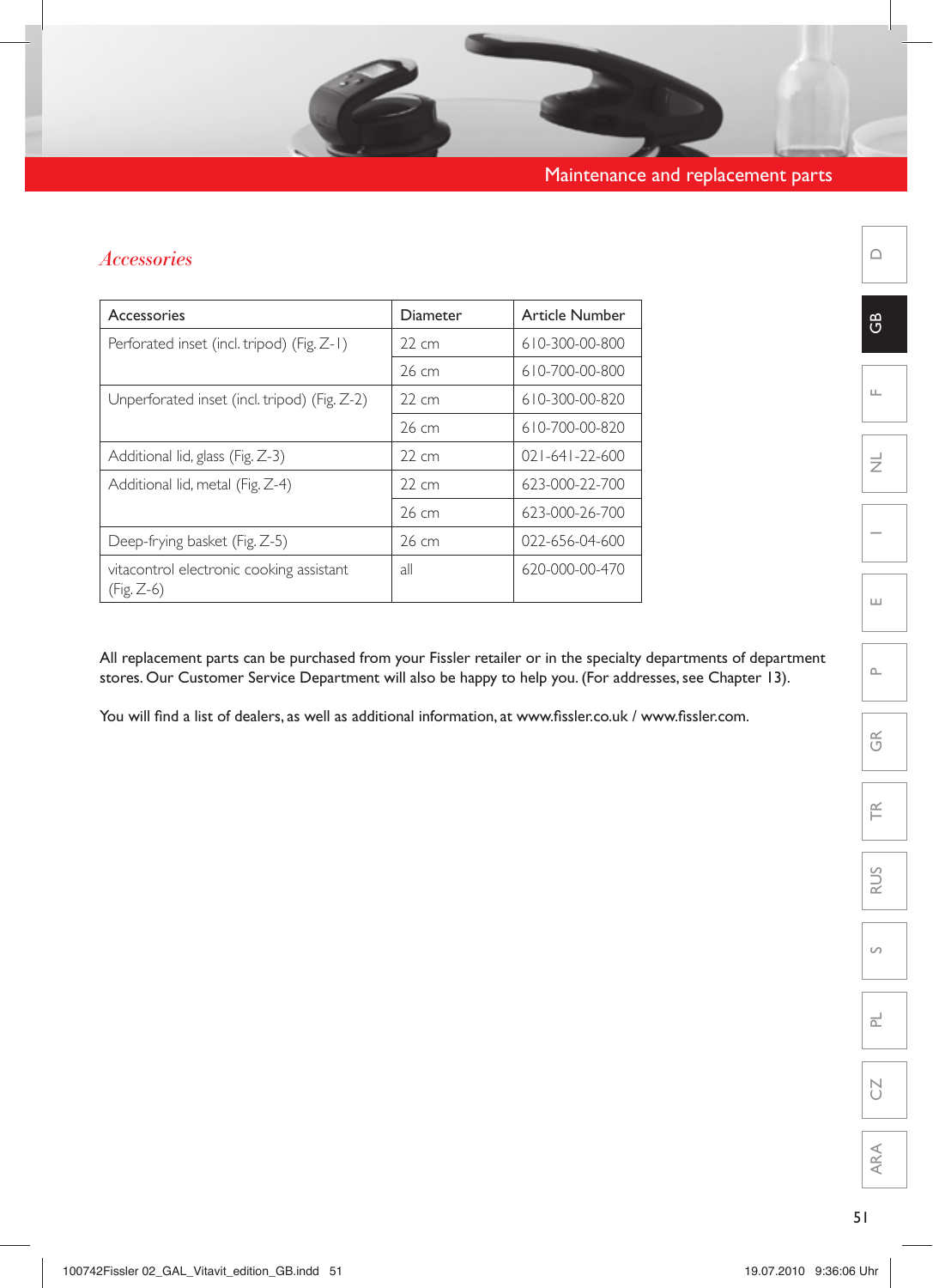## Accessories

| Accessories | Diameter | Article Number |
|---|---|---|
| Perforated inset (incl. tripod) (Fig. Z-1) | 22 cm | 610-300-00-800 |
| | 26 cm | 610-700-00-800 |
| Unperforated inset (incl. tripod) (Fig. Z-2) | 22 cm | 610-300-00-820 |
| | 26 cm | 610-700-00-820 |
| Additional lid, glass (Fig. Z-3) | 22 cm | 021-641-22-600 |
| Additional lid, metal (Fig. Z-4) | 22 cm | 623-000-22-700 |
| | 26 cm | 623-000-26-700 |
| Deep-frying basket (Fig. Z-5) | 26 cm | 022-656-04-600 |
| vitacontrol electronic cooking assistant (Fig. Z-6) | all | 620-000-00-470 |

All replacement parts can be purchased from your Fissler retailer or in the specialty departments of department stores. Our Customer Service Department will also be happy to help you. (For addresses, see Chapter 13).

You will find a list of dealers, as well as additional information, at www.fissler.co.uk / www.fissler.com.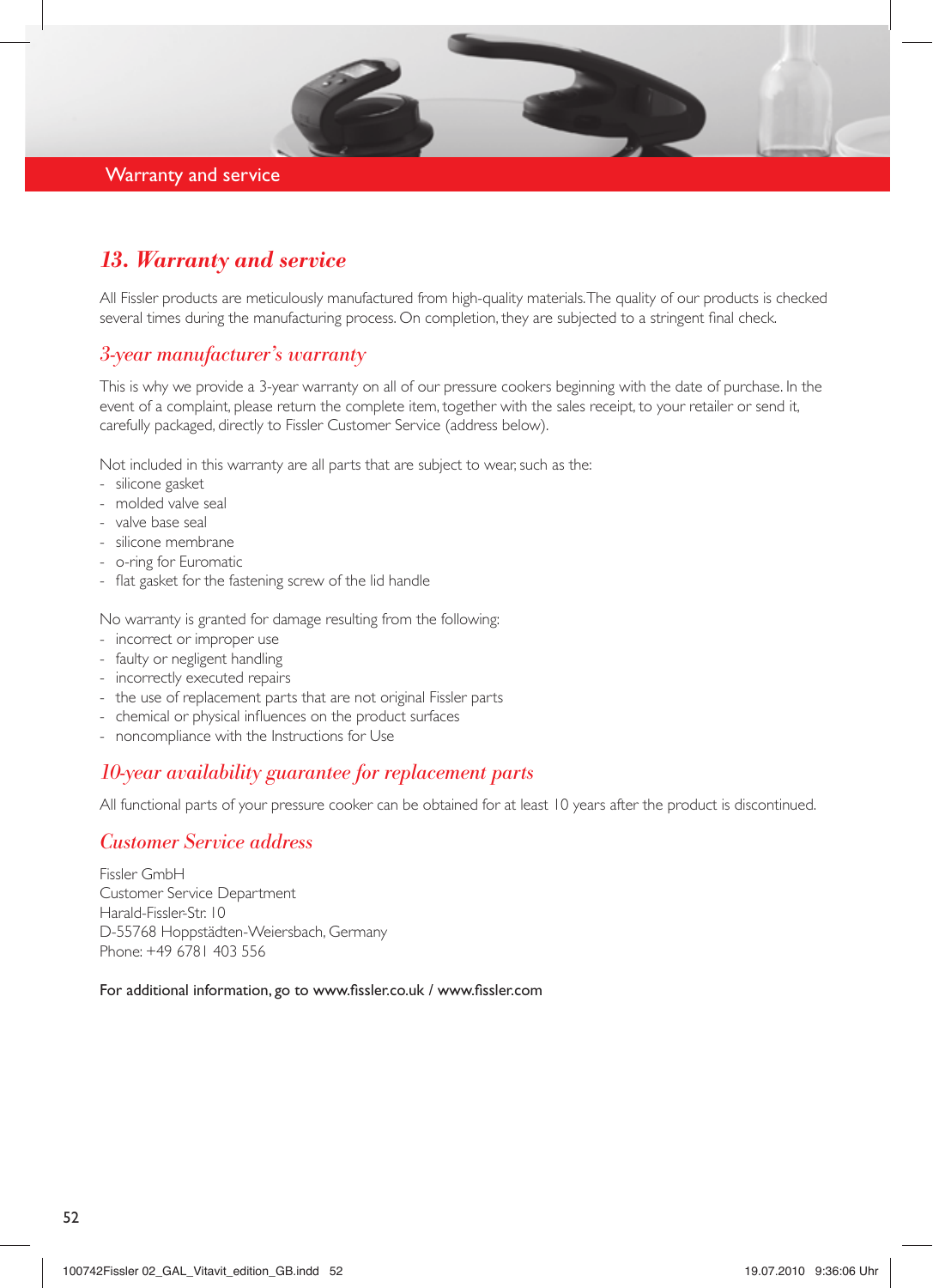# 13. Warranty and service

All Fissler products are meticulously manufactured from high-quality materials. The quality of our products is checked several times during the manufacturing process. On completion, they are subjected to a stringent final check.

## 3-year manufacturer's warranty

This is why we provide a 3-year warranty on all of our pressure cookers beginning with the date of purchase. In the event of a complaint, please return the complete item, together with the sales receipt, to your retailer or send it, carefully packaged, directly to Fissler Customer Service (address below).

Not included in this warranty are all parts that are subject to wear, such as the:

- silicone gasket
- molded valve seal
- valve base seal
- silicone membrane
- o-ring for Euromatic
- flat gasket for the fastening screw of the lid handle

No warranty is granted for damage resulting from the following:

- incorrect or improper use
- faulty or negligent handling
- incorrectly executed repairs
- the use of replacement parts that are not original Fissler parts
- chemical or physical influences on the product surfaces
- noncompliance with the Instructions for Use

## 10-year availability guarantee for replacement parts

All functional parts of your pressure cooker can be obtained for at least 10 years after the product is discontinued.

## Customer Service address

Fissler GmbH
Customer Service Department
Harald-Fissler-Str. 10
D-55768 Hoppstädten-Weiersbach, Germany
Phone: +49 6781 403 556

For additional information, go to www.fissler.co.uk / www.fissler.com